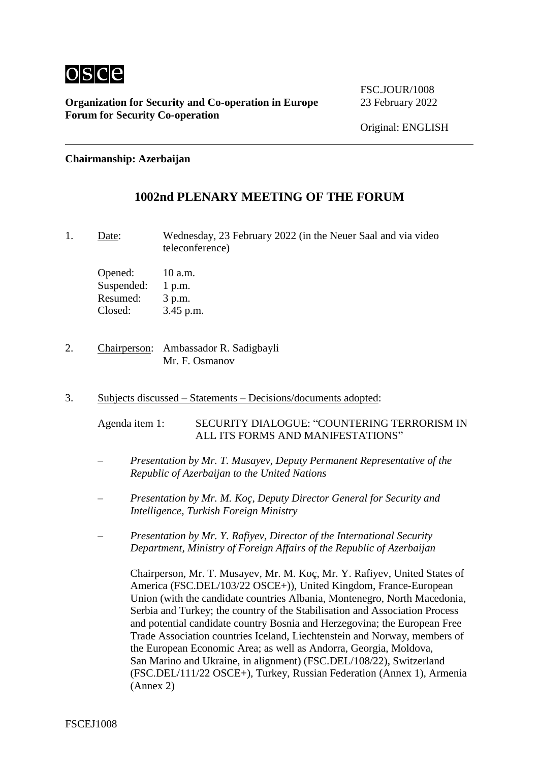osce

**Organization for Security and Co-operation in Europe**
**Forum for Security Co-operation**

FSC.JOUR/1008
23 February 2022

Original: ENGLISH

**Chairmanship: Azerbaijan**

## 1002nd PLENARY MEETING OF THE FORUM

1. Date: Wednesday, 23 February 2022 (in the Neuer Saal and via video teleconference)

   Opened: 10 a.m.
   Suspended: 1 p.m.
   Resumed: 3 p.m.
   Closed: 3.45 p.m.

2. Chairperson: Ambassador R. Sadigbayli
   Mr. F. Osmanov

3. Subjects discussed – Statements – Decisions/documents adopted:

   Agenda item 1: SECURITY DIALOGUE: "COUNTERING TERRORISM IN ALL ITS FORMS AND MANIFESTATIONS"

   – *Presentation by Mr. T. Musayev, Deputy Permanent Representative of the Republic of Azerbaijan to the United Nations*

   – *Presentation by Mr. M. Koç, Deputy Director General for Security and Intelligence, Turkish Foreign Ministry*

   – *Presentation by Mr. Y. Rafiyev, Director of the International Security Department, Ministry of Foreign Affairs of the Republic of Azerbaijan*

   Chairperson, Mr. T. Musayev, Mr. M. Koç, Mr. Y. Rafiyev, United States of America (FSC.DEL/103/22 OSCE+)), United Kingdom, France-European Union (with the candidate countries Albania, Montenegro, North Macedonia, Serbia and Turkey; the country of the Stabilisation and Association Process and potential candidate country Bosnia and Herzegovina; the European Free Trade Association countries Iceland, Liechtenstein and Norway, members of the European Economic Area; as well as Andorra, Georgia, Moldova, San Marino and Ukraine, in alignment) (FSC.DEL/108/22), Switzerland (FSC.DEL/111/22 OSCE+), Turkey, Russian Federation (Annex 1), Armenia (Annex 2)

FSCEJ1008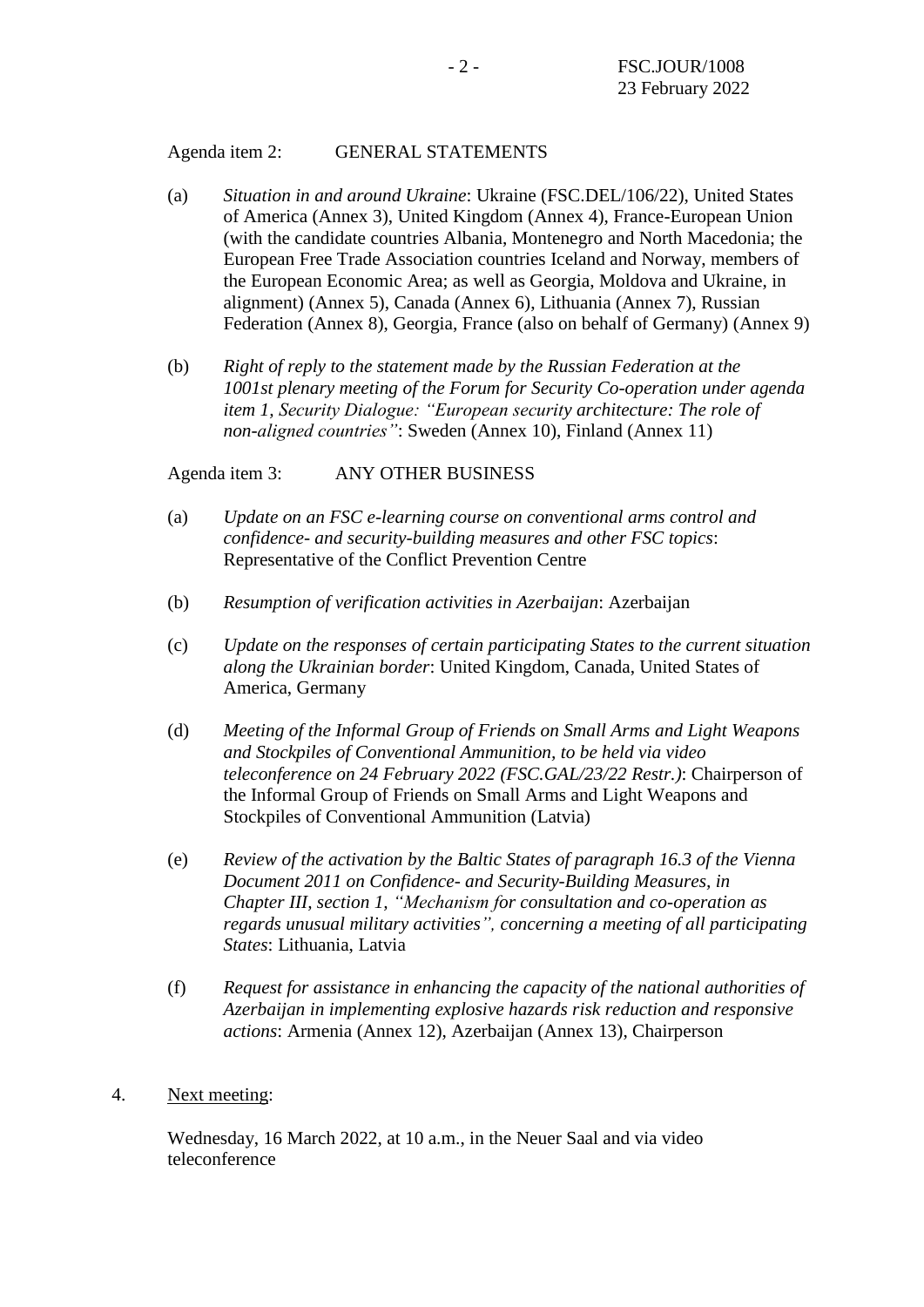Agenda item 2: GENERAL STATEMENTS

(a) *Situation in and around Ukraine*: Ukraine (FSC.DEL/106/22), United States of America (Annex 3), United Kingdom (Annex 4), France-European Union (with the candidate countries Albania, Montenegro and North Macedonia; the European Free Trade Association countries Iceland and Norway, members of the European Economic Area; as well as Georgia, Moldova and Ukraine, in alignment) (Annex 5), Canada (Annex 6), Lithuania (Annex 7), Russian Federation (Annex 8), Georgia, France (also on behalf of Germany) (Annex 9)

(b) *Right of reply to the statement made by the Russian Federation at the 1001st plenary meeting of the Forum for Security Co-operation under agenda item 1, Security Dialogue: "European security architecture: The role of non-aligned countries"*: Sweden (Annex 10), Finland (Annex 11)

Agenda item 3: ANY OTHER BUSINESS

(a) *Update on an FSC e-learning course on conventional arms control and confidence- and security-building measures and other FSC topics*: Representative of the Conflict Prevention Centre

(b) *Resumption of verification activities in Azerbaijan*: Azerbaijan

(c) *Update on the responses of certain participating States to the current situation along the Ukrainian border*: United Kingdom, Canada, United States of America, Germany

(d) *Meeting of the Informal Group of Friends on Small Arms and Light Weapons and Stockpiles of Conventional Ammunition, to be held via video teleconference on 24 February 2022 (FSC.GAL/23/22 Restr.)*: Chairperson of the Informal Group of Friends on Small Arms and Light Weapons and Stockpiles of Conventional Ammunition (Latvia)

(e) *Review of the activation by the Baltic States of paragraph 16.3 of the Vienna Document 2011 on Confidence- and Security-Building Measures, in Chapter III, section 1, "Mechanism for consultation and co-operation as regards unusual military activities", concerning a meeting of all participating States*: Lithuania, Latvia

(f) *Request for assistance in enhancing the capacity of the national authorities of Azerbaijan in implementing explosive hazards risk reduction and responsive actions*: Armenia (Annex 12), Azerbaijan (Annex 13), Chairperson

4. Next meeting:

Wednesday, 16 March 2022, at 10 a.m., in the Neuer Saal and via video teleconference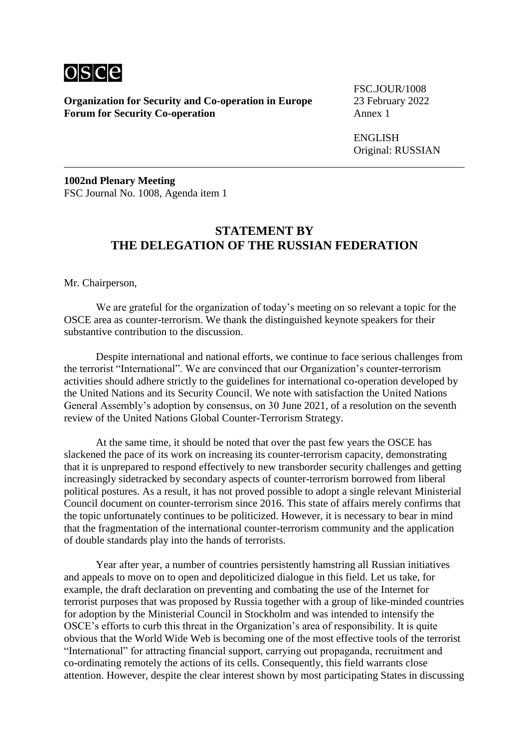![osce](osce logo)

**Organization for Security and Co-operation in Europe**
**Forum for Security Co-operation**

FSC.JOUR/1008
23 February 2022
Annex 1

ENGLISH
Original: RUSSIAN

---

**1002nd Plenary Meeting**
FSC Journal No. 1008, Agenda item 1

## STATEMENT BY THE DELEGATION OF THE RUSSIAN FEDERATION

Mr. Chairperson,

We are grateful for the organization of today's meeting on so relevant a topic for the OSCE area as counter-terrorism. We thank the distinguished keynote speakers for their substantive contribution to the discussion.

Despite international and national efforts, we continue to face serious challenges from the terrorist "International". We are convinced that our Organization's counter-terrorism activities should adhere strictly to the guidelines for international co-operation developed by the United Nations and its Security Council. We note with satisfaction the United Nations General Assembly's adoption by consensus, on 30 June 2021, of a resolution on the seventh review of the United Nations Global Counter-Terrorism Strategy.

At the same time, it should be noted that over the past few years the OSCE has slackened the pace of its work on increasing its counter-terrorism capacity, demonstrating that it is unprepared to respond effectively to new transborder security challenges and getting increasingly sidetracked by secondary aspects of counter-terrorism borrowed from liberal political postures. As a result, it has not proved possible to adopt a single relevant Ministerial Council document on counter-terrorism since 2016. This state of affairs merely confirms that the topic unfortunately continues to be politicized. However, it is necessary to bear in mind that the fragmentation of the international counter-terrorism community and the application of double standards play into the hands of terrorists.

Year after year, a number of countries persistently hamstring all Russian initiatives and appeals to move on to open and depoliticized dialogue in this field. Let us take, for example, the draft declaration on preventing and combating the use of the Internet for terrorist purposes that was proposed by Russia together with a group of like-minded countries for adoption by the Ministerial Council in Stockholm and was intended to intensify the OSCE's efforts to curb this threat in the Organization's area of responsibility. It is quite obvious that the World Wide Web is becoming one of the most effective tools of the terrorist "International" for attracting financial support, carrying out propaganda, recruitment and co-ordinating remotely the actions of its cells. Consequently, this field warrants close attention. However, despite the clear interest shown by most participating States in discussing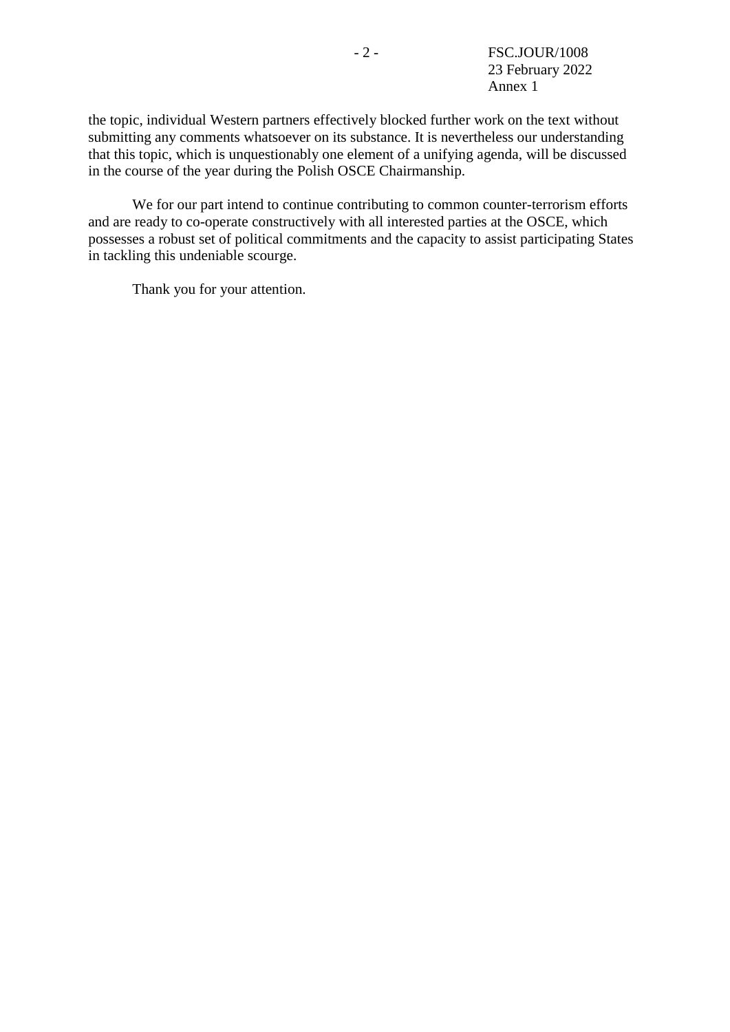the topic, individual Western partners effectively blocked further work on the text without submitting any comments whatsoever on its substance. It is nevertheless our understanding that this topic, which is unquestionably one element of a unifying agenda, will be discussed in the course of the year during the Polish OSCE Chairmanship.

We for our part intend to continue contributing to common counter-terrorism efforts and are ready to co-operate constructively with all interested parties at the OSCE, which possesses a robust set of political commitments and the capacity to assist participating States in tackling this undeniable scourge.

Thank you for your attention.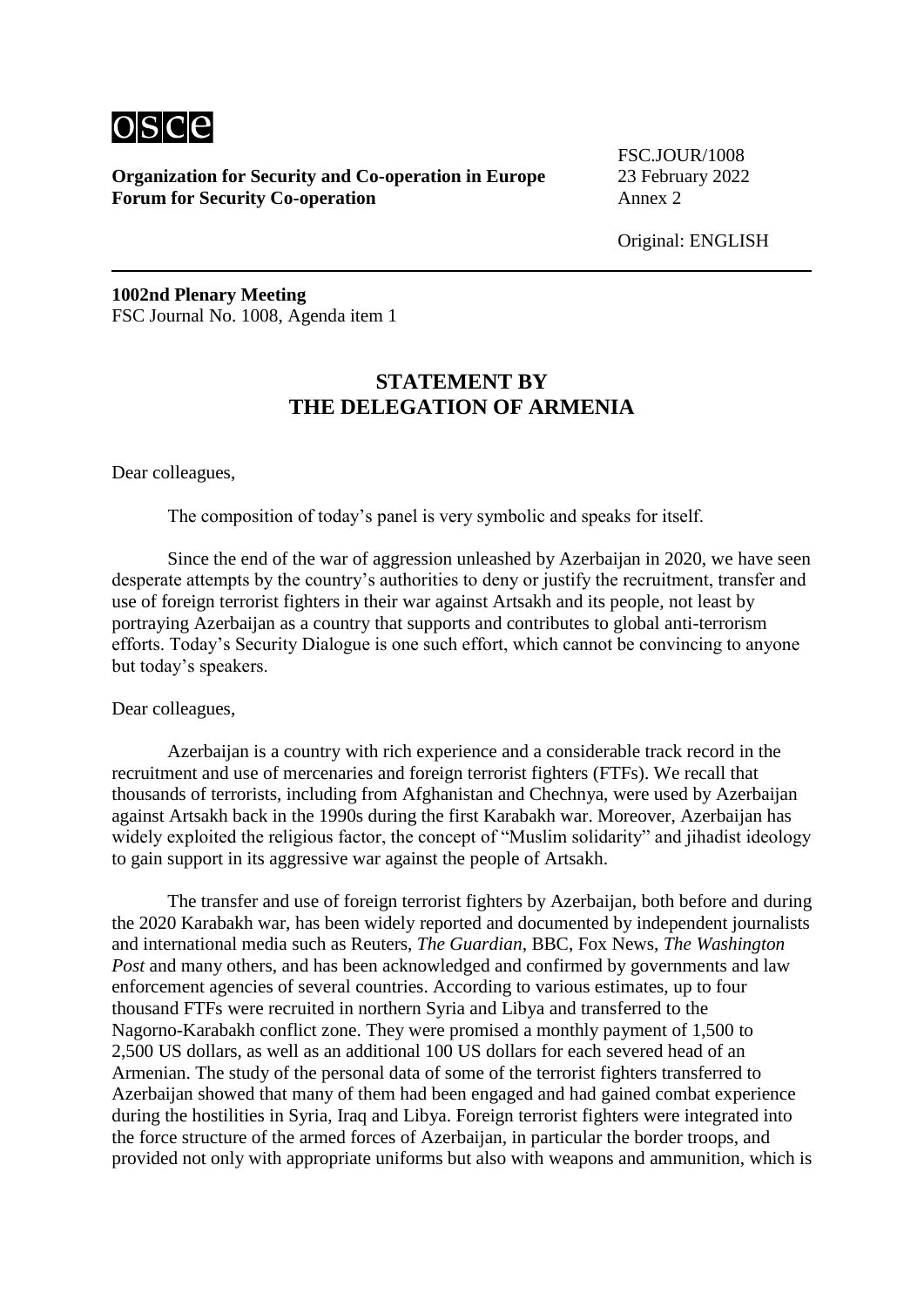**Organization for Security and Co-operation in Europe**
**Forum for Security Co-operation**

FSC.JOUR/1008
23 February 2022
Annex 2

Original: ENGLISH

**1002nd Plenary Meeting**
FSC Journal No. 1008, Agenda item 1

## STATEMENT BY THE DELEGATION OF ARMENIA

Dear colleagues,

The composition of today's panel is very symbolic and speaks for itself.

Since the end of the war of aggression unleashed by Azerbaijan in 2020, we have seen desperate attempts by the country's authorities to deny or justify the recruitment, transfer and use of foreign terrorist fighters in their war against Artsakh and its people, not least by portraying Azerbaijan as a country that supports and contributes to global anti-terrorism efforts. Today's Security Dialogue is one such effort, which cannot be convincing to anyone but today's speakers.

Dear colleagues,

Azerbaijan is a country with rich experience and a considerable track record in the recruitment and use of mercenaries and foreign terrorist fighters (FTFs). We recall that thousands of terrorists, including from Afghanistan and Chechnya, were used by Azerbaijan against Artsakh back in the 1990s during the first Karabakh war. Moreover, Azerbaijan has widely exploited the religious factor, the concept of "Muslim solidarity" and jihadist ideology to gain support in its aggressive war against the people of Artsakh.

The transfer and use of foreign terrorist fighters by Azerbaijan, both before and during the 2020 Karabakh war, has been widely reported and documented by independent journalists and international media such as Reuters, *The Guardian*, BBC, Fox News, *The Washington Post* and many others, and has been acknowledged and confirmed by governments and law enforcement agencies of several countries. According to various estimates, up to four thousand FTFs were recruited in northern Syria and Libya and transferred to the Nagorno-Karabakh conflict zone. They were promised a monthly payment of 1,500 to 2,500 US dollars, as well as an additional 100 US dollars for each severed head of an Armenian. The study of the personal data of some of the terrorist fighters transferred to Azerbaijan showed that many of them had been engaged and had gained combat experience during the hostilities in Syria, Iraq and Libya. Foreign terrorist fighters were integrated into the force structure of the armed forces of Azerbaijan, in particular the border troops, and provided not only with appropriate uniforms but also with weapons and ammunition, which is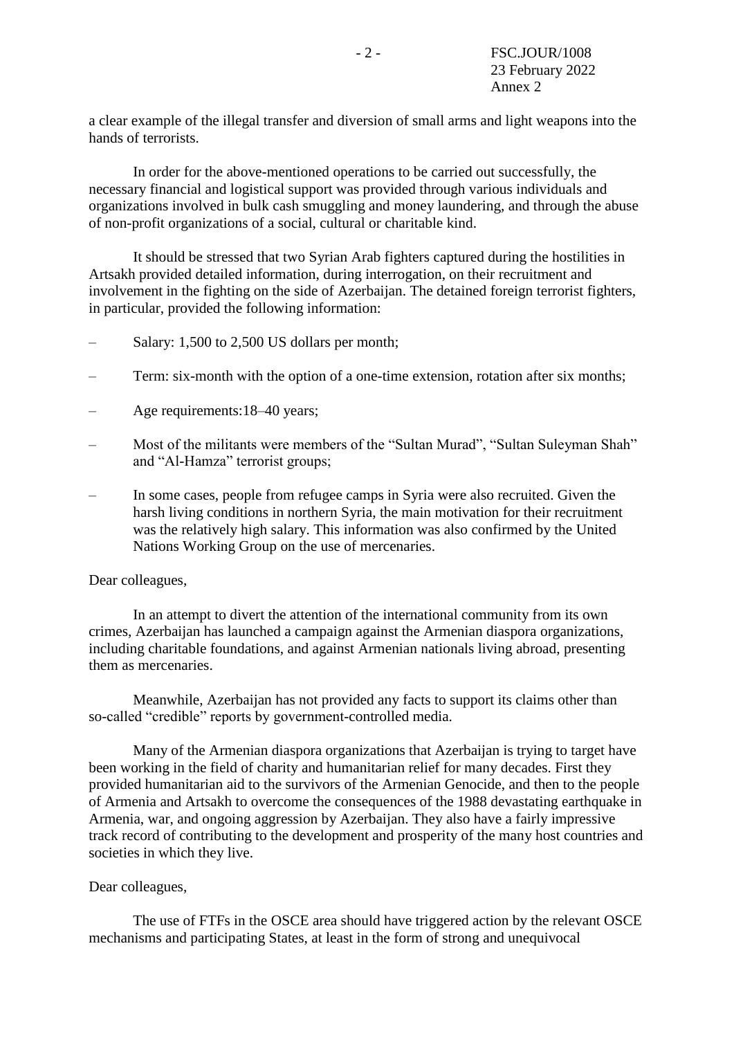a clear example of the illegal transfer and diversion of small arms and light weapons into the hands of terrorists.

In order for the above-mentioned operations to be carried out successfully, the necessary financial and logistical support was provided through various individuals and organizations involved in bulk cash smuggling and money laundering, and through the abuse of non-profit organizations of a social, cultural or charitable kind.

It should be stressed that two Syrian Arab fighters captured during the hostilities in Artsakh provided detailed information, during interrogation, on their recruitment and involvement in the fighting on the side of Azerbaijan. The detained foreign terrorist fighters, in particular, provided the following information:

- Salary: 1,500 to 2,500 US dollars per month;
- Term: six-month with the option of a one-time extension, rotation after six months;
- Age requirements:18–40 years;
- Most of the militants were members of the "Sultan Murad", "Sultan Suleyman Shah" and "Al-Hamza" terrorist groups;
- In some cases, people from refugee camps in Syria were also recruited. Given the harsh living conditions in northern Syria, the main motivation for their recruitment was the relatively high salary. This information was also confirmed by the United Nations Working Group on the use of mercenaries.

Dear colleagues,

In an attempt to divert the attention of the international community from its own crimes, Azerbaijan has launched a campaign against the Armenian diaspora organizations, including charitable foundations, and against Armenian nationals living abroad, presenting them as mercenaries.

Meanwhile, Azerbaijan has not provided any facts to support its claims other than so-called "credible" reports by government-controlled media.

Many of the Armenian diaspora organizations that Azerbaijan is trying to target have been working in the field of charity and humanitarian relief for many decades. First they provided humanitarian aid to the survivors of the Armenian Genocide, and then to the people of Armenia and Artsakh to overcome the consequences of the 1988 devastating earthquake in Armenia, war, and ongoing aggression by Azerbaijan. They also have a fairly impressive track record of contributing to the development and prosperity of the many host countries and societies in which they live.

Dear colleagues,

The use of FTFs in the OSCE area should have triggered action by the relevant OSCE mechanisms and participating States, at least in the form of strong and unequivocal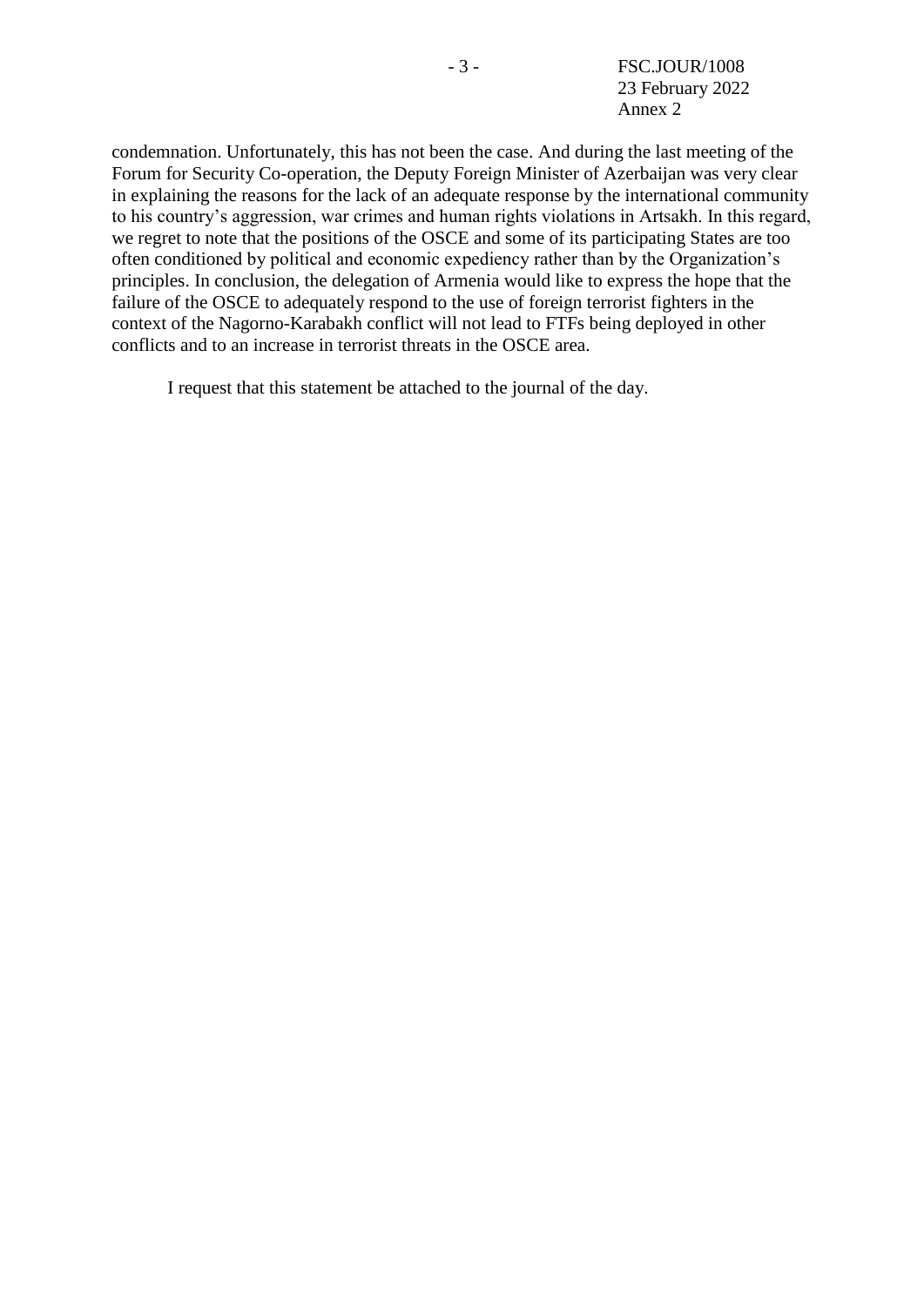condemnation. Unfortunately, this has not been the case. And during the last meeting of the Forum for Security Co-operation, the Deputy Foreign Minister of Azerbaijan was very clear in explaining the reasons for the lack of an adequate response by the international community to his country's aggression, war crimes and human rights violations in Artsakh. In this regard, we regret to note that the positions of the OSCE and some of its participating States are too often conditioned by political and economic expediency rather than by the Organization's principles. In conclusion, the delegation of Armenia would like to express the hope that the failure of the OSCE to adequately respond to the use of foreign terrorist fighters in the context of the Nagorno-Karabakh conflict will not lead to FTFs being deployed in other conflicts and to an increase in terrorist threats in the OSCE area.

I request that this statement be attached to the journal of the day.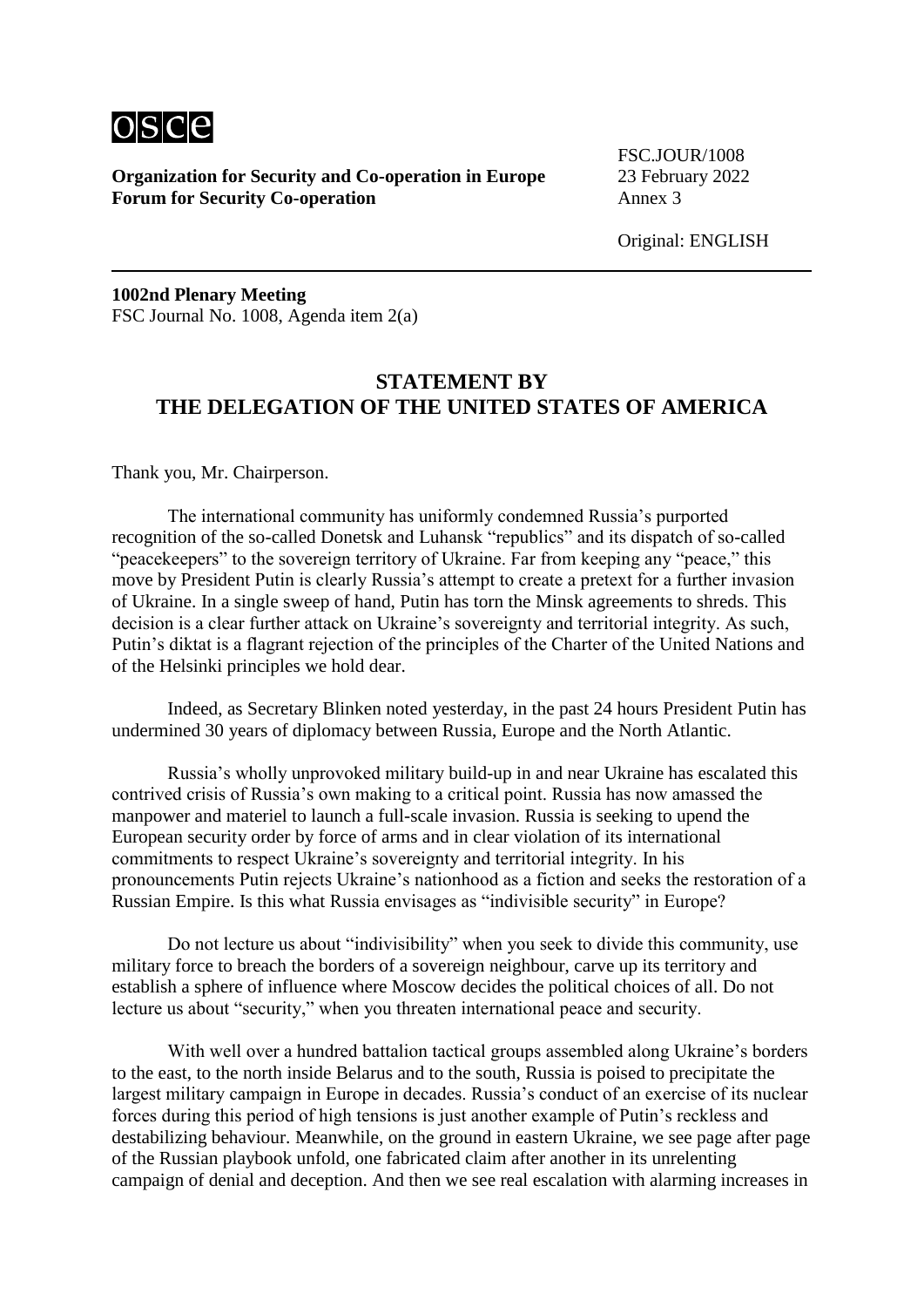**Organization for Security and Co-operation in Europe**
**Forum for Security Co-operation**

FSC.JOUR/1008
23 February 2022
Annex 3

Original: ENGLISH

**1002nd Plenary Meeting**
FSC Journal No. 1008, Agenda item 2(a)

## STATEMENT BY THE DELEGATION OF THE UNITED STATES OF AMERICA

Thank you, Mr. Chairperson.

The international community has uniformly condemned Russia's purported recognition of the so-called Donetsk and Luhansk "republics" and its dispatch of so-called "peacekeepers" to the sovereign territory of Ukraine. Far from keeping any "peace," this move by President Putin is clearly Russia's attempt to create a pretext for a further invasion of Ukraine. In a single sweep of hand, Putin has torn the Minsk agreements to shreds. This decision is a clear further attack on Ukraine's sovereignty and territorial integrity. As such, Putin's diktat is a flagrant rejection of the principles of the Charter of the United Nations and of the Helsinki principles we hold dear.

Indeed, as Secretary Blinken noted yesterday, in the past 24 hours President Putin has undermined 30 years of diplomacy between Russia, Europe and the North Atlantic.

Russia's wholly unprovoked military build-up in and near Ukraine has escalated this contrived crisis of Russia's own making to a critical point. Russia has now amassed the manpower and materiel to launch a full-scale invasion. Russia is seeking to upend the European security order by force of arms and in clear violation of its international commitments to respect Ukraine's sovereignty and territorial integrity. In his pronouncements Putin rejects Ukraine's nationhood as a fiction and seeks the restoration of a Russian Empire. Is this what Russia envisages as "indivisible security" in Europe?

Do not lecture us about "indivisibility" when you seek to divide this community, use military force to breach the borders of a sovereign neighbour, carve up its territory and establish a sphere of influence where Moscow decides the political choices of all. Do not lecture us about "security," when you threaten international peace and security.

With well over a hundred battalion tactical groups assembled along Ukraine's borders to the east, to the north inside Belarus and to the south, Russia is poised to precipitate the largest military campaign in Europe in decades. Russia's conduct of an exercise of its nuclear forces during this period of high tensions is just another example of Putin's reckless and destabilizing behaviour. Meanwhile, on the ground in eastern Ukraine, we see page after page of the Russian playbook unfold, one fabricated claim after another in its unrelenting campaign of denial and deception. And then we see real escalation with alarming increases in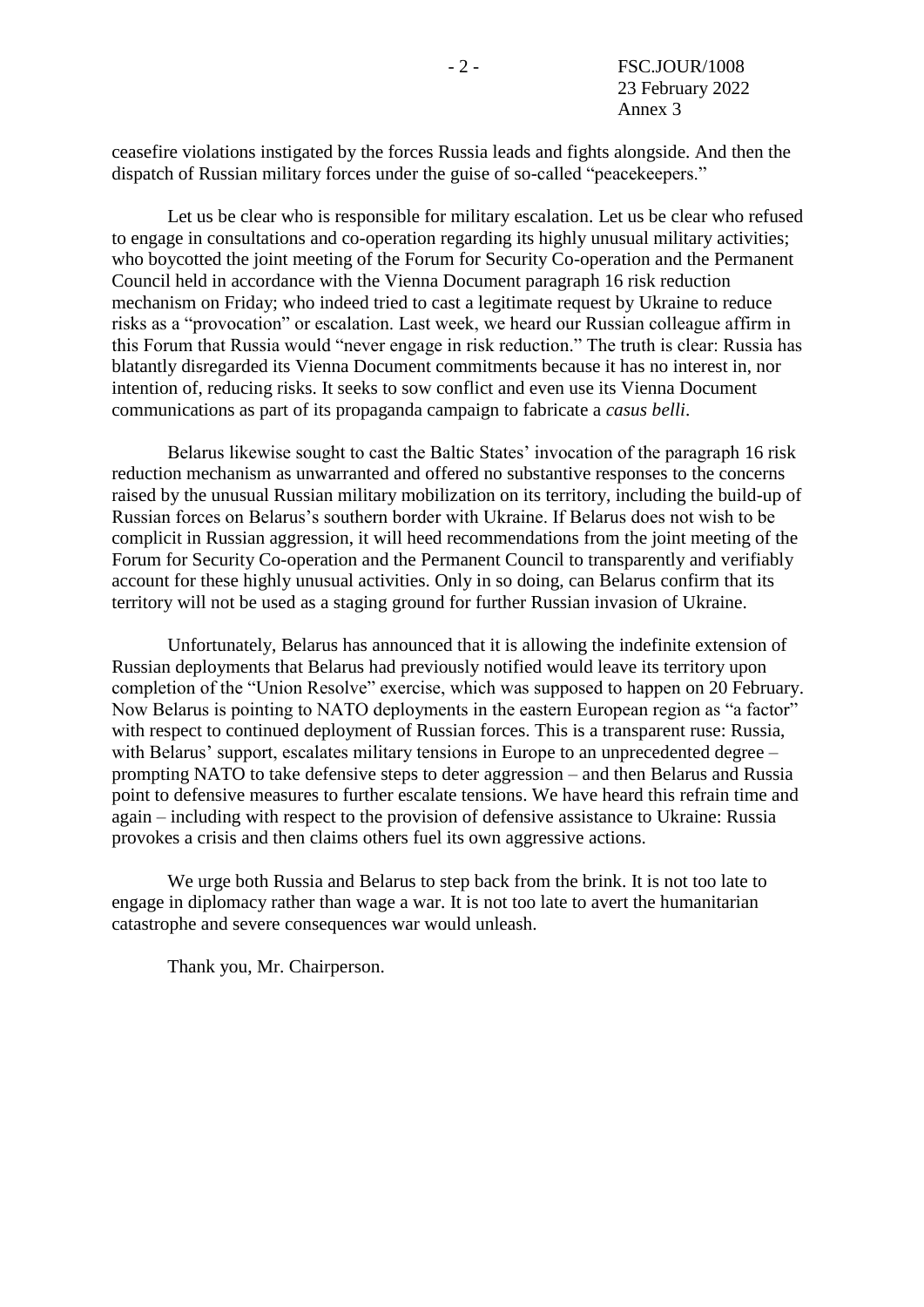ceasefire violations instigated by the forces Russia leads and fights alongside. And then the dispatch of Russian military forces under the guise of so-called "peacekeepers."

Let us be clear who is responsible for military escalation. Let us be clear who refused to engage in consultations and co-operation regarding its highly unusual military activities; who boycotted the joint meeting of the Forum for Security Co-operation and the Permanent Council held in accordance with the Vienna Document paragraph 16 risk reduction mechanism on Friday; who indeed tried to cast a legitimate request by Ukraine to reduce risks as a "provocation" or escalation. Last week, we heard our Russian colleague affirm in this Forum that Russia would "never engage in risk reduction." The truth is clear: Russia has blatantly disregarded its Vienna Document commitments because it has no interest in, nor intention of, reducing risks. It seeks to sow conflict and even use its Vienna Document communications as part of its propaganda campaign to fabricate a *casus belli*.

Belarus likewise sought to cast the Baltic States' invocation of the paragraph 16 risk reduction mechanism as unwarranted and offered no substantive responses to the concerns raised by the unusual Russian military mobilization on its territory, including the build-up of Russian forces on Belarus's southern border with Ukraine. If Belarus does not wish to be complicit in Russian aggression, it will heed recommendations from the joint meeting of the Forum for Security Co-operation and the Permanent Council to transparently and verifiably account for these highly unusual activities. Only in so doing, can Belarus confirm that its territory will not be used as a staging ground for further Russian invasion of Ukraine.

Unfortunately, Belarus has announced that it is allowing the indefinite extension of Russian deployments that Belarus had previously notified would leave its territory upon completion of the "Union Resolve" exercise, which was supposed to happen on 20 February. Now Belarus is pointing to NATO deployments in the eastern European region as "a factor" with respect to continued deployment of Russian forces. This is a transparent ruse: Russia, with Belarus' support, escalates military tensions in Europe to an unprecedented degree – prompting NATO to take defensive steps to deter aggression – and then Belarus and Russia point to defensive measures to further escalate tensions. We have heard this refrain time and again – including with respect to the provision of defensive assistance to Ukraine: Russia provokes a crisis and then claims others fuel its own aggressive actions.

We urge both Russia and Belarus to step back from the brink. It is not too late to engage in diplomacy rather than wage a war. It is not too late to avert the humanitarian catastrophe and severe consequences war would unleash.

Thank you, Mr. Chairperson.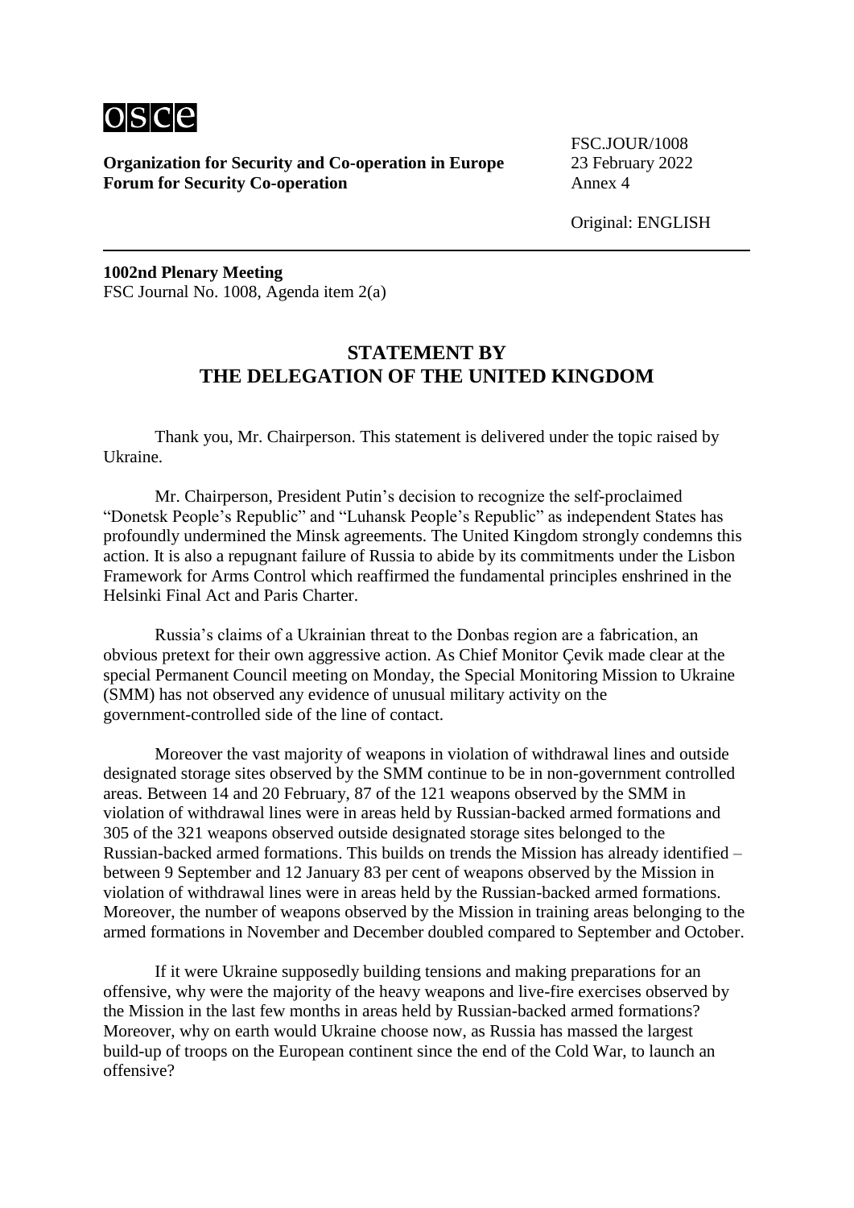osce

**Organization for Security and Co-operation in Europe**
**Forum for Security Co-operation**

FSC.JOUR/1008
23 February 2022
Annex 4

Original: ENGLISH

**1002nd Plenary Meeting**
FSC Journal No. 1008, Agenda item 2(a)

## STATEMENT BY THE DELEGATION OF THE UNITED KINGDOM

Thank you, Mr. Chairperson. This statement is delivered under the topic raised by Ukraine.

Mr. Chairperson, President Putin's decision to recognize the self-proclaimed "Donetsk People's Republic" and "Luhansk People's Republic" as independent States has profoundly undermined the Minsk agreements. The United Kingdom strongly condemns this action. It is also a repugnant failure of Russia to abide by its commitments under the Lisbon Framework for Arms Control which reaffirmed the fundamental principles enshrined in the Helsinki Final Act and Paris Charter.

Russia's claims of a Ukrainian threat to the Donbas region are a fabrication, an obvious pretext for their own aggressive action. As Chief Monitor Çevik made clear at the special Permanent Council meeting on Monday, the Special Monitoring Mission to Ukraine (SMM) has not observed any evidence of unusual military activity on the government-controlled side of the line of contact.

Moreover the vast majority of weapons in violation of withdrawal lines and outside designated storage sites observed by the SMM continue to be in non-government controlled areas. Between 14 and 20 February, 87 of the 121 weapons observed by the SMM in violation of withdrawal lines were in areas held by Russian-backed armed formations and 305 of the 321 weapons observed outside designated storage sites belonged to the Russian-backed armed formations. This builds on trends the Mission has already identified – between 9 September and 12 January 83 per cent of weapons observed by the Mission in violation of withdrawal lines were in areas held by the Russian-backed armed formations. Moreover, the number of weapons observed by the Mission in training areas belonging to the armed formations in November and December doubled compared to September and October.

If it were Ukraine supposedly building tensions and making preparations for an offensive, why were the majority of the heavy weapons and live-fire exercises observed by the Mission in the last few months in areas held by Russian-backed armed formations? Moreover, why on earth would Ukraine choose now, as Russia has massed the largest build-up of troops on the European continent since the end of the Cold War, to launch an offensive?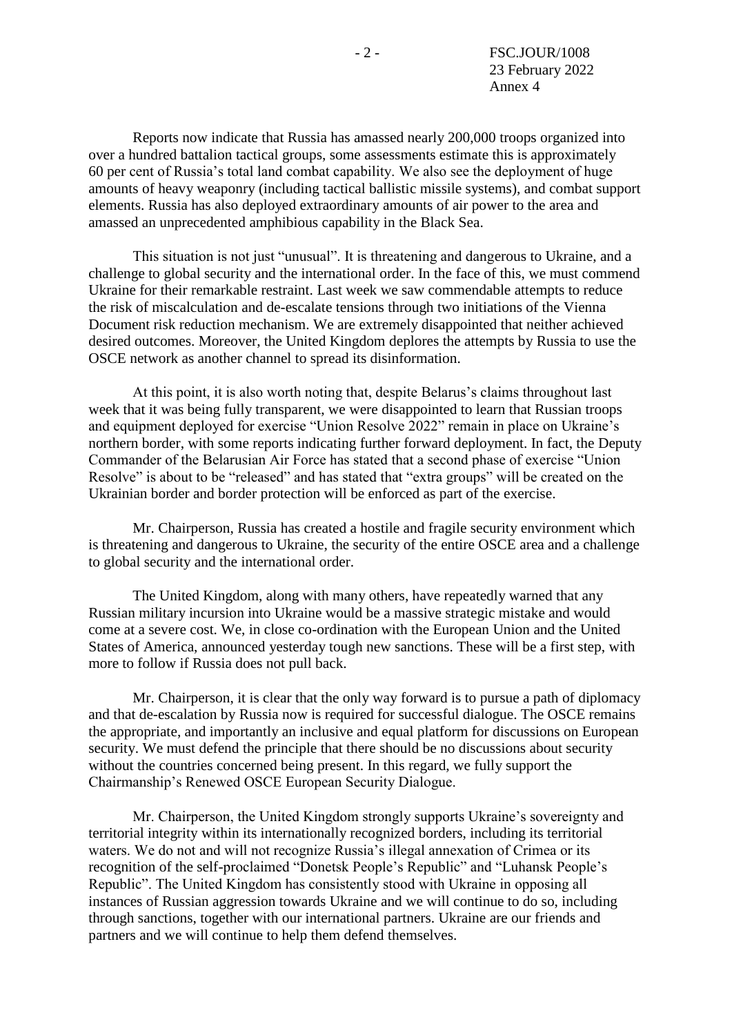Reports now indicate that Russia has amassed nearly 200,000 troops organized into over a hundred battalion tactical groups, some assessments estimate this is approximately 60 per cent of Russia's total land combat capability. We also see the deployment of huge amounts of heavy weaponry (including tactical ballistic missile systems), and combat support elements. Russia has also deployed extraordinary amounts of air power to the area and amassed an unprecedented amphibious capability in the Black Sea.

This situation is not just "unusual". It is threatening and dangerous to Ukraine, and a challenge to global security and the international order. In the face of this, we must commend Ukraine for their remarkable restraint. Last week we saw commendable attempts to reduce the risk of miscalculation and de-escalate tensions through two initiations of the Vienna Document risk reduction mechanism. We are extremely disappointed that neither achieved desired outcomes. Moreover, the United Kingdom deplores the attempts by Russia to use the OSCE network as another channel to spread its disinformation.

At this point, it is also worth noting that, despite Belarus's claims throughout last week that it was being fully transparent, we were disappointed to learn that Russian troops and equipment deployed for exercise "Union Resolve 2022" remain in place on Ukraine's northern border, with some reports indicating further forward deployment. In fact, the Deputy Commander of the Belarusian Air Force has stated that a second phase of exercise "Union Resolve" is about to be "released" and has stated that "extra groups" will be created on the Ukrainian border and border protection will be enforced as part of the exercise.

Mr. Chairperson, Russia has created a hostile and fragile security environment which is threatening and dangerous to Ukraine, the security of the entire OSCE area and a challenge to global security and the international order.

The United Kingdom, along with many others, have repeatedly warned that any Russian military incursion into Ukraine would be a massive strategic mistake and would come at a severe cost. We, in close co-ordination with the European Union and the United States of America, announced yesterday tough new sanctions. These will be a first step, with more to follow if Russia does not pull back.

Mr. Chairperson, it is clear that the only way forward is to pursue a path of diplomacy and that de-escalation by Russia now is required for successful dialogue. The OSCE remains the appropriate, and importantly an inclusive and equal platform for discussions on European security. We must defend the principle that there should be no discussions about security without the countries concerned being present. In this regard, we fully support the Chairmanship's Renewed OSCE European Security Dialogue.

Mr. Chairperson, the United Kingdom strongly supports Ukraine's sovereignty and territorial integrity within its internationally recognized borders, including its territorial waters. We do not and will not recognize Russia's illegal annexation of Crimea or its recognition of the self-proclaimed "Donetsk People's Republic" and "Luhansk People's Republic". The United Kingdom has consistently stood with Ukraine in opposing all instances of Russian aggression towards Ukraine and we will continue to do so, including through sanctions, together with our international partners. Ukraine are our friends and partners and we will continue to help them defend themselves.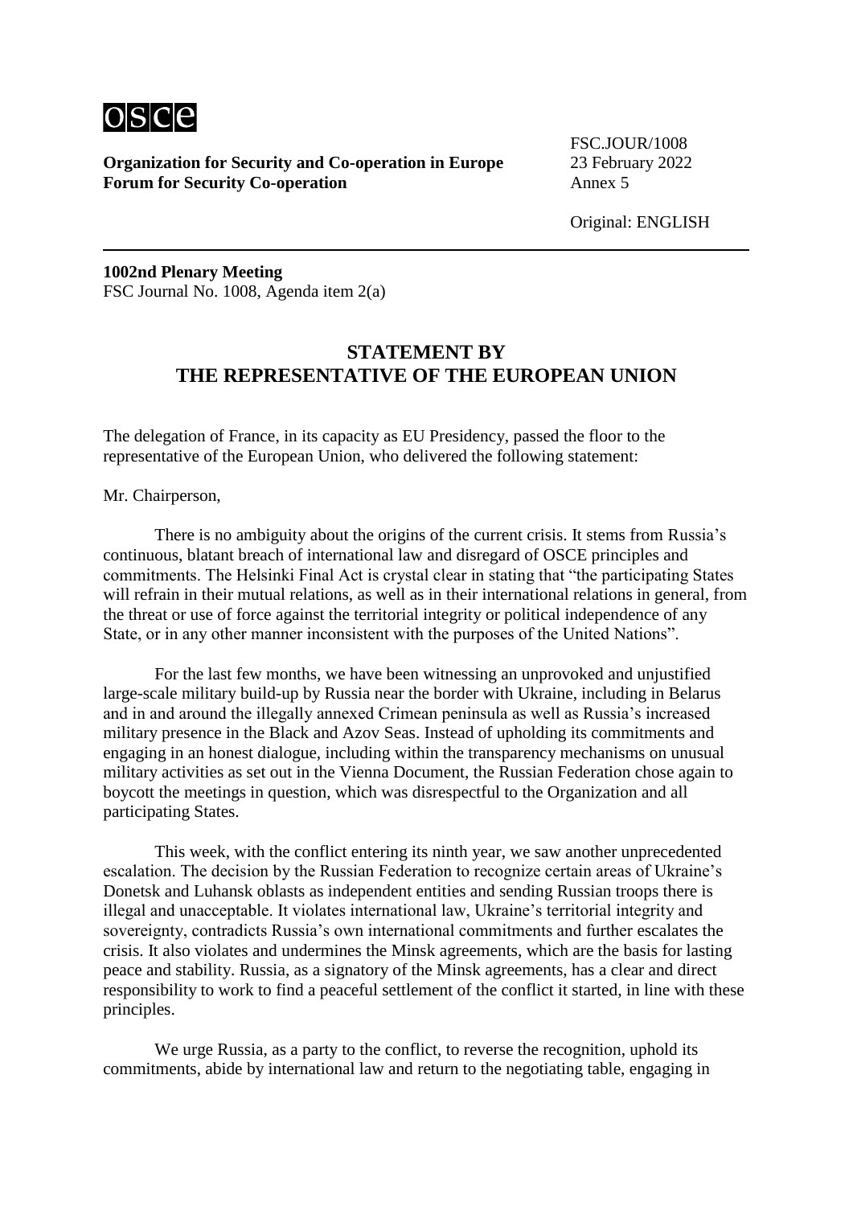**Organization for Security and Co-operation in Europe**
**Forum for Security Co-operation**

FSC.JOUR/1008
23 February 2022
Annex 5

Original: ENGLISH

**1002nd Plenary Meeting**
FSC Journal No. 1008, Agenda item 2(a)

## STATEMENT BY THE REPRESENTATIVE OF THE EUROPEAN UNION

The delegation of France, in its capacity as EU Presidency, passed the floor to the representative of the European Union, who delivered the following statement:

Mr. Chairperson,

There is no ambiguity about the origins of the current crisis. It stems from Russia's continuous, blatant breach of international law and disregard of OSCE principles and commitments. The Helsinki Final Act is crystal clear in stating that "the participating States will refrain in their mutual relations, as well as in their international relations in general, from the threat or use of force against the territorial integrity or political independence of any State, or in any other manner inconsistent with the purposes of the United Nations".

For the last few months, we have been witnessing an unprovoked and unjustified large-scale military build-up by Russia near the border with Ukraine, including in Belarus and in and around the illegally annexed Crimean peninsula as well as Russia's increased military presence in the Black and Azov Seas. Instead of upholding its commitments and engaging in an honest dialogue, including within the transparency mechanisms on unusual military activities as set out in the Vienna Document, the Russian Federation chose again to boycott the meetings in question, which was disrespectful to the Organization and all participating States.

This week, with the conflict entering its ninth year, we saw another unprecedented escalation. The decision by the Russian Federation to recognize certain areas of Ukraine's Donetsk and Luhansk oblasts as independent entities and sending Russian troops there is illegal and unacceptable. It violates international law, Ukraine's territorial integrity and sovereignty, contradicts Russia's own international commitments and further escalates the crisis. It also violates and undermines the Minsk agreements, which are the basis for lasting peace and stability. Russia, as a signatory of the Minsk agreements, has a clear and direct responsibility to work to find a peaceful settlement of the conflict it started, in line with these principles.

We urge Russia, as a party to the conflict, to reverse the recognition, uphold its commitments, abide by international law and return to the negotiating table, engaging in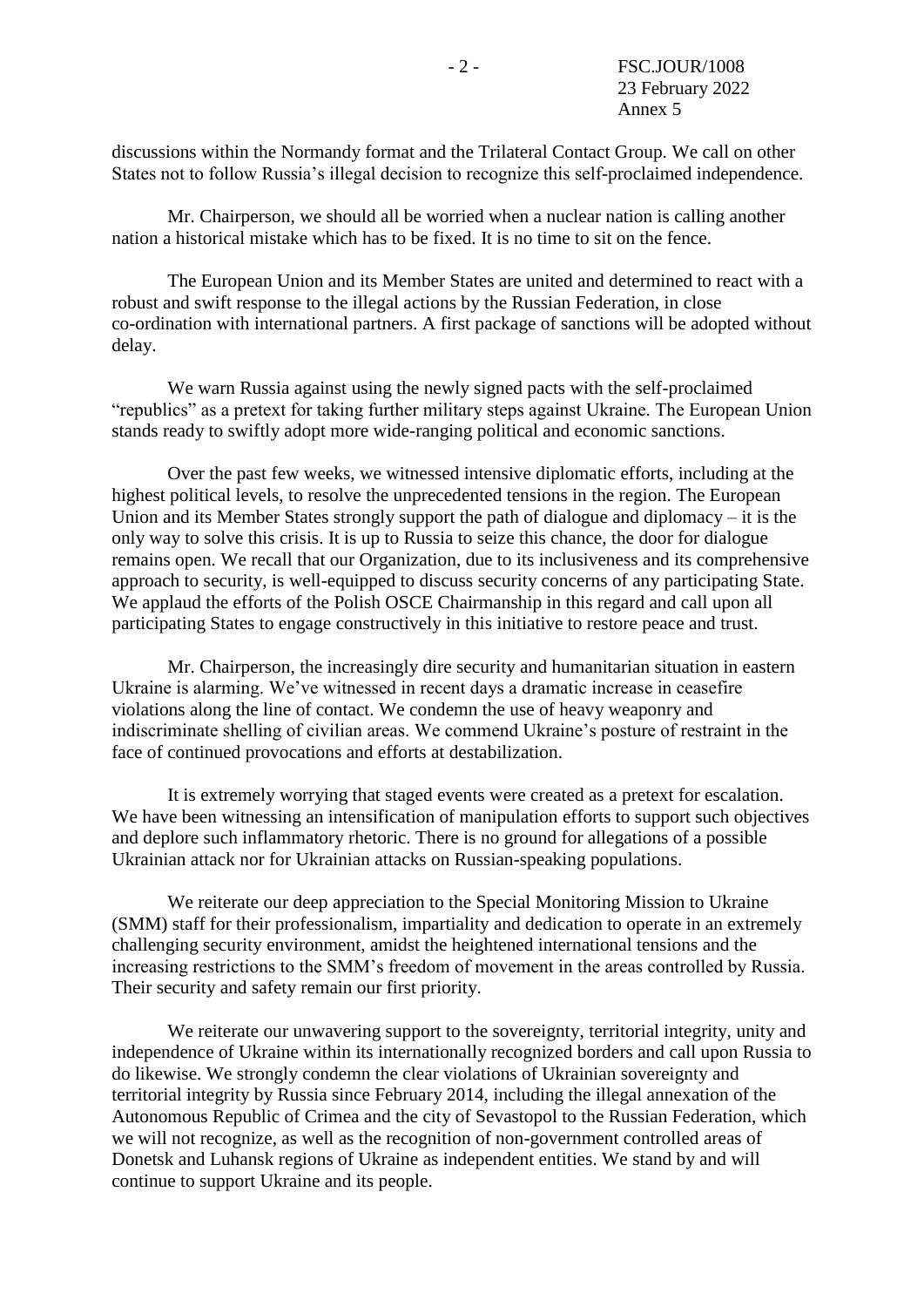discussions within the Normandy format and the Trilateral Contact Group. We call on other States not to follow Russia's illegal decision to recognize this self-proclaimed independence.

Mr. Chairperson, we should all be worried when a nuclear nation is calling another nation a historical mistake which has to be fixed. It is no time to sit on the fence.

The European Union and its Member States are united and determined to react with a robust and swift response to the illegal actions by the Russian Federation, in close co-ordination with international partners. A first package of sanctions will be adopted without delay.

We warn Russia against using the newly signed pacts with the self-proclaimed "republics" as a pretext for taking further military steps against Ukraine. The European Union stands ready to swiftly adopt more wide-ranging political and economic sanctions.

Over the past few weeks, we witnessed intensive diplomatic efforts, including at the highest political levels, to resolve the unprecedented tensions in the region. The European Union and its Member States strongly support the path of dialogue and diplomacy – it is the only way to solve this crisis. It is up to Russia to seize this chance, the door for dialogue remains open. We recall that our Organization, due to its inclusiveness and its comprehensive approach to security, is well-equipped to discuss security concerns of any participating State. We applaud the efforts of the Polish OSCE Chairmanship in this regard and call upon all participating States to engage constructively in this initiative to restore peace and trust.

Mr. Chairperson, the increasingly dire security and humanitarian situation in eastern Ukraine is alarming. We've witnessed in recent days a dramatic increase in ceasefire violations along the line of contact. We condemn the use of heavy weaponry and indiscriminate shelling of civilian areas. We commend Ukraine's posture of restraint in the face of continued provocations and efforts at destabilization.

It is extremely worrying that staged events were created as a pretext for escalation. We have been witnessing an intensification of manipulation efforts to support such objectives and deplore such inflammatory rhetoric. There is no ground for allegations of a possible Ukrainian attack nor for Ukrainian attacks on Russian-speaking populations.

We reiterate our deep appreciation to the Special Monitoring Mission to Ukraine (SMM) staff for their professionalism, impartiality and dedication to operate in an extremely challenging security environment, amidst the heightened international tensions and the increasing restrictions to the SMM's freedom of movement in the areas controlled by Russia. Their security and safety remain our first priority.

We reiterate our unwavering support to the sovereignty, territorial integrity, unity and independence of Ukraine within its internationally recognized borders and call upon Russia to do likewise. We strongly condemn the clear violations of Ukrainian sovereignty and territorial integrity by Russia since February 2014, including the illegal annexation of the Autonomous Republic of Crimea and the city of Sevastopol to the Russian Federation, which we will not recognize, as well as the recognition of non-government controlled areas of Donetsk and Luhansk regions of Ukraine as independent entities. We stand by and will continue to support Ukraine and its people.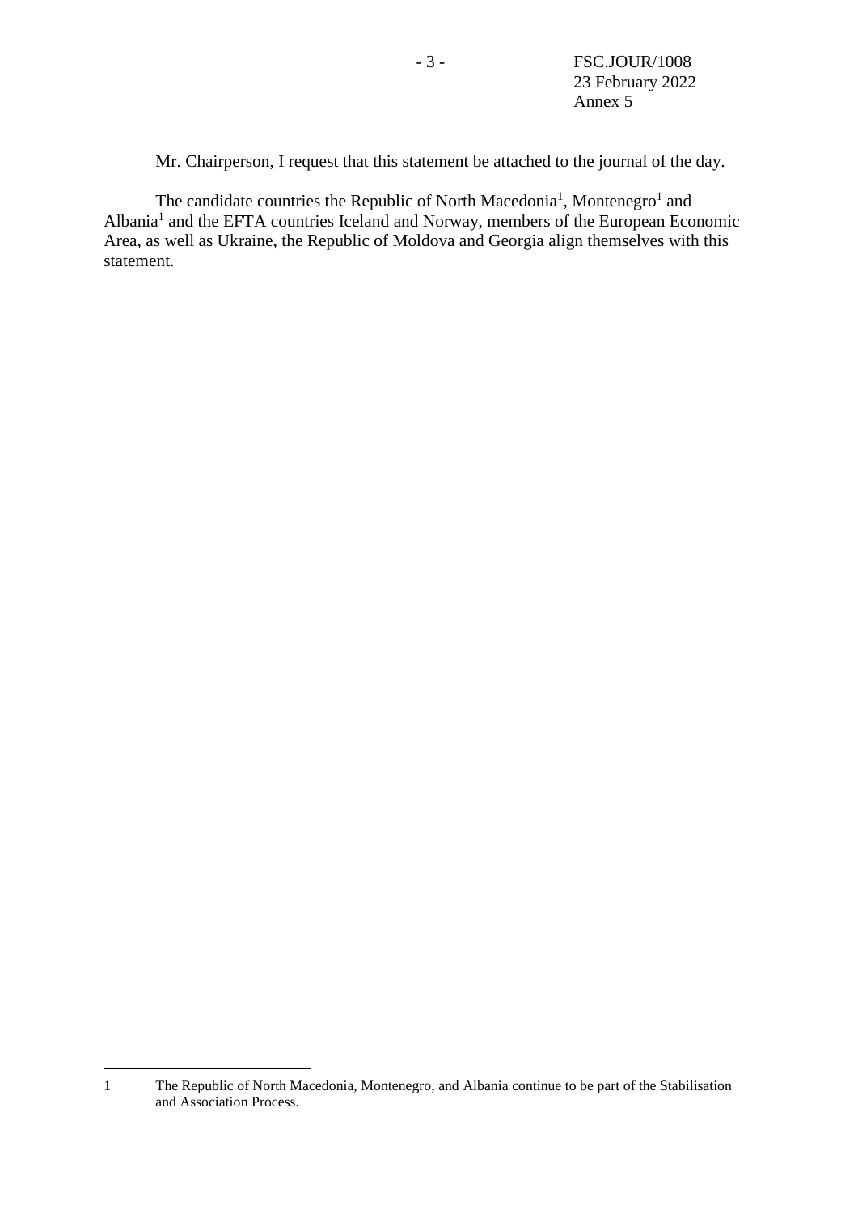Mr. Chairperson, I request that this statement be attached to the journal of the day.

The candidate countries the Republic of North Macedonia[1], Montenegro[1] and Albania[1] and the EFTA countries Iceland and Norway, members of the European Economic Area, as well as Ukraine, the Republic of Moldova and Georgia align themselves with this statement.

---

1 The Republic of North Macedonia, Montenegro, and Albania continue to be part of the Stabilisation and Association Process.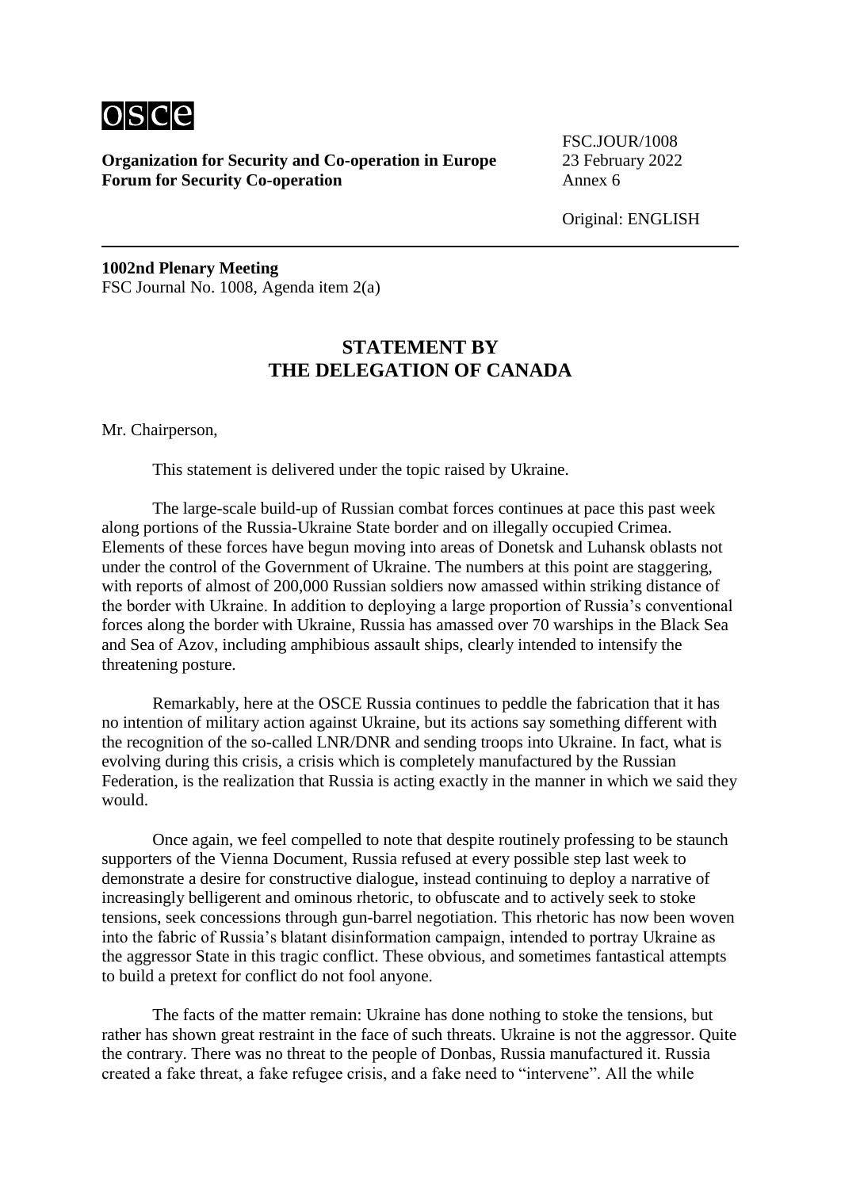**Organization for Security and Co-operation in Europe**
**Forum for Security Co-operation**

FSC.JOUR/1008
23 February 2022
Annex 6

Original: ENGLISH

**1002nd Plenary Meeting**
FSC Journal No. 1008, Agenda item 2(a)

## STATEMENT BY THE DELEGATION OF CANADA

Mr. Chairperson,

This statement is delivered under the topic raised by Ukraine.

The large-scale build-up of Russian combat forces continues at pace this past week along portions of the Russia-Ukraine State border and on illegally occupied Crimea. Elements of these forces have begun moving into areas of Donetsk and Luhansk oblasts not under the control of the Government of Ukraine. The numbers at this point are staggering, with reports of almost of 200,000 Russian soldiers now amassed within striking distance of the border with Ukraine. In addition to deploying a large proportion of Russia's conventional forces along the border with Ukraine, Russia has amassed over 70 warships in the Black Sea and Sea of Azov, including amphibious assault ships, clearly intended to intensify the threatening posture.

Remarkably, here at the OSCE Russia continues to peddle the fabrication that it has no intention of military action against Ukraine, but its actions say something different with the recognition of the so-called LNR/DNR and sending troops into Ukraine. In fact, what is evolving during this crisis, a crisis which is completely manufactured by the Russian Federation, is the realization that Russia is acting exactly in the manner in which we said they would.

Once again, we feel compelled to note that despite routinely professing to be staunch supporters of the Vienna Document, Russia refused at every possible step last week to demonstrate a desire for constructive dialogue, instead continuing to deploy a narrative of increasingly belligerent and ominous rhetoric, to obfuscate and to actively seek to stoke tensions, seek concessions through gun-barrel negotiation. This rhetoric has now been woven into the fabric of Russia's blatant disinformation campaign, intended to portray Ukraine as the aggressor State in this tragic conflict. These obvious, and sometimes fantastical attempts to build a pretext for conflict do not fool anyone.

The facts of the matter remain: Ukraine has done nothing to stoke the tensions, but rather has shown great restraint in the face of such threats. Ukraine is not the aggressor. Quite the contrary. There was no threat to the people of Donbas, Russia manufactured it. Russia created a fake threat, a fake refugee crisis, and a fake need to "intervene". All the while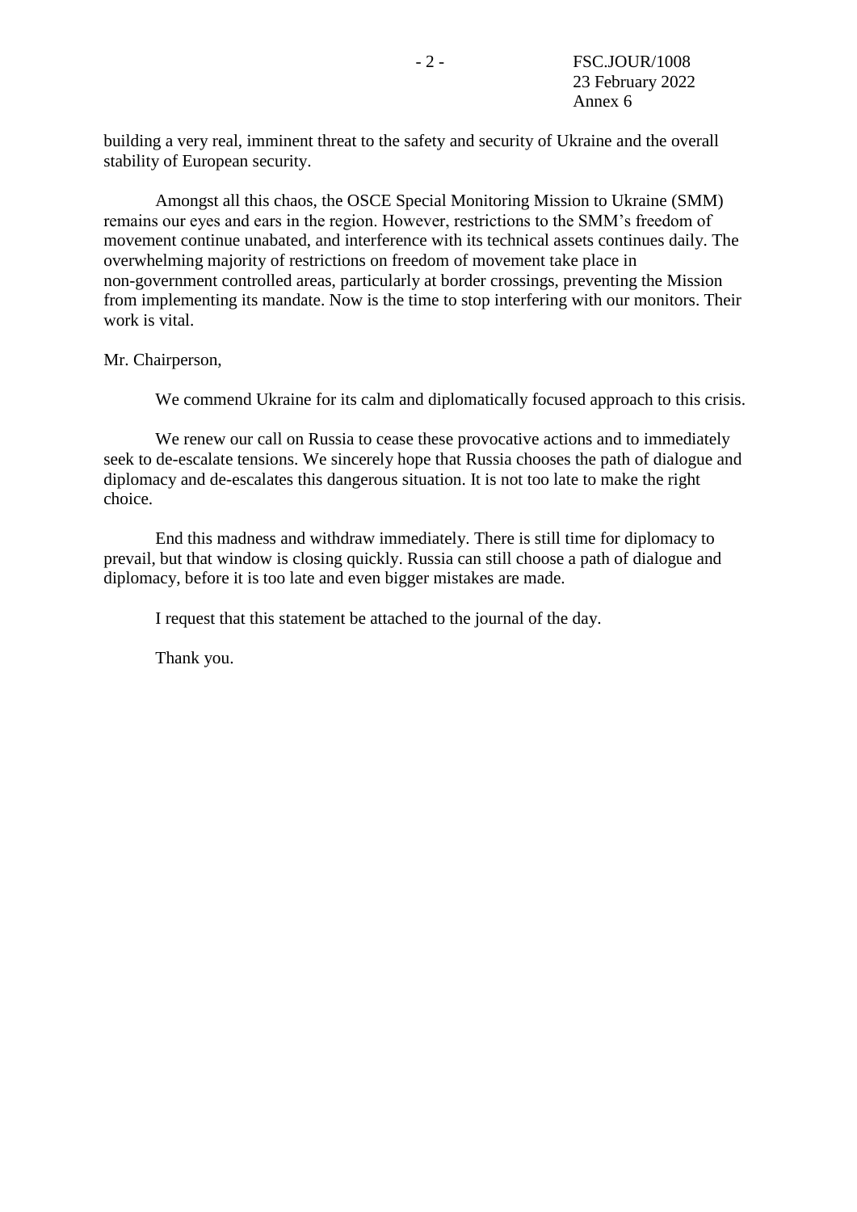building a very real, imminent threat to the safety and security of Ukraine and the overall stability of European security.

Amongst all this chaos, the OSCE Special Monitoring Mission to Ukraine (SMM) remains our eyes and ears in the region. However, restrictions to the SMM's freedom of movement continue unabated, and interference with its technical assets continues daily. The overwhelming majority of restrictions on freedom of movement take place in non-government controlled areas, particularly at border crossings, preventing the Mission from implementing its mandate. Now is the time to stop interfering with our monitors. Their work is vital.

Mr. Chairperson,

We commend Ukraine for its calm and diplomatically focused approach to this crisis.

We renew our call on Russia to cease these provocative actions and to immediately seek to de-escalate tensions. We sincerely hope that Russia chooses the path of dialogue and diplomacy and de-escalates this dangerous situation. It is not too late to make the right choice.

End this madness and withdraw immediately. There is still time for diplomacy to prevail, but that window is closing quickly. Russia can still choose a path of dialogue and diplomacy, before it is too late and even bigger mistakes are made.

I request that this statement be attached to the journal of the day.

Thank you.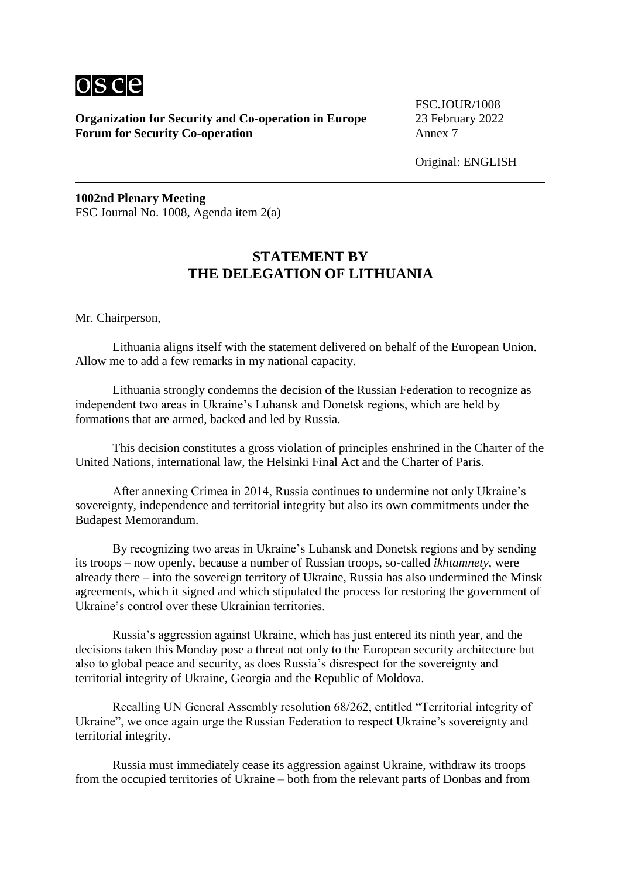**Organization for Security and Co-operation in Europe**
**Forum for Security Co-operation**

FSC.JOUR/1008
23 February 2022
Annex 7

Original: ENGLISH

**1002nd Plenary Meeting**
FSC Journal No. 1008, Agenda item 2(a)

## STATEMENT BY THE DELEGATION OF LITHUANIA

Mr. Chairperson,

Lithuania aligns itself with the statement delivered on behalf of the European Union. Allow me to add a few remarks in my national capacity.

Lithuania strongly condemns the decision of the Russian Federation to recognize as independent two areas in Ukraine's Luhansk and Donetsk regions, which are held by formations that are armed, backed and led by Russia.

This decision constitutes a gross violation of principles enshrined in the Charter of the United Nations, international law, the Helsinki Final Act and the Charter of Paris.

After annexing Crimea in 2014, Russia continues to undermine not only Ukraine's sovereignty, independence and territorial integrity but also its own commitments under the Budapest Memorandum.

By recognizing two areas in Ukraine's Luhansk and Donetsk regions and by sending its troops – now openly, because a number of Russian troops, so-called *ikhtamnety*, were already there – into the sovereign territory of Ukraine, Russia has also undermined the Minsk agreements, which it signed and which stipulated the process for restoring the government of Ukraine's control over these Ukrainian territories.

Russia's aggression against Ukraine, which has just entered its ninth year, and the decisions taken this Monday pose a threat not only to the European security architecture but also to global peace and security, as does Russia's disrespect for the sovereignty and territorial integrity of Ukraine, Georgia and the Republic of Moldova.

Recalling UN General Assembly resolution 68/262, entitled "Territorial integrity of Ukraine", we once again urge the Russian Federation to respect Ukraine's sovereignty and territorial integrity.

Russia must immediately cease its aggression against Ukraine, withdraw its troops from the occupied territories of Ukraine – both from the relevant parts of Donbas and from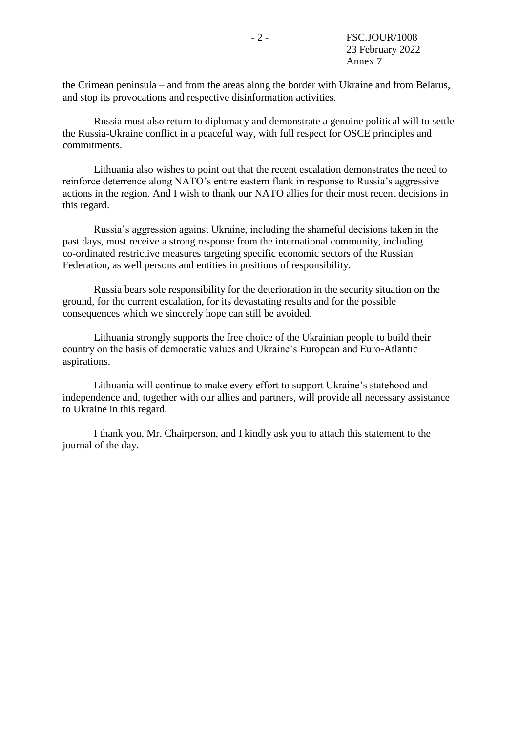the Crimean peninsula – and from the areas along the border with Ukraine and from Belarus, and stop its provocations and respective disinformation activities.

Russia must also return to diplomacy and demonstrate a genuine political will to settle the Russia-Ukraine conflict in a peaceful way, with full respect for OSCE principles and commitments.

Lithuania also wishes to point out that the recent escalation demonstrates the need to reinforce deterrence along NATO's entire eastern flank in response to Russia's aggressive actions in the region. And I wish to thank our NATO allies for their most recent decisions in this regard.

Russia's aggression against Ukraine, including the shameful decisions taken in the past days, must receive a strong response from the international community, including co-ordinated restrictive measures targeting specific economic sectors of the Russian Federation, as well persons and entities in positions of responsibility.

Russia bears sole responsibility for the deterioration in the security situation on the ground, for the current escalation, for its devastating results and for the possible consequences which we sincerely hope can still be avoided.

Lithuania strongly supports the free choice of the Ukrainian people to build their country on the basis of democratic values and Ukraine's European and Euro-Atlantic aspirations.

Lithuania will continue to make every effort to support Ukraine's statehood and independence and, together with our allies and partners, will provide all necessary assistance to Ukraine in this regard.

I thank you, Mr. Chairperson, and I kindly ask you to attach this statement to the journal of the day.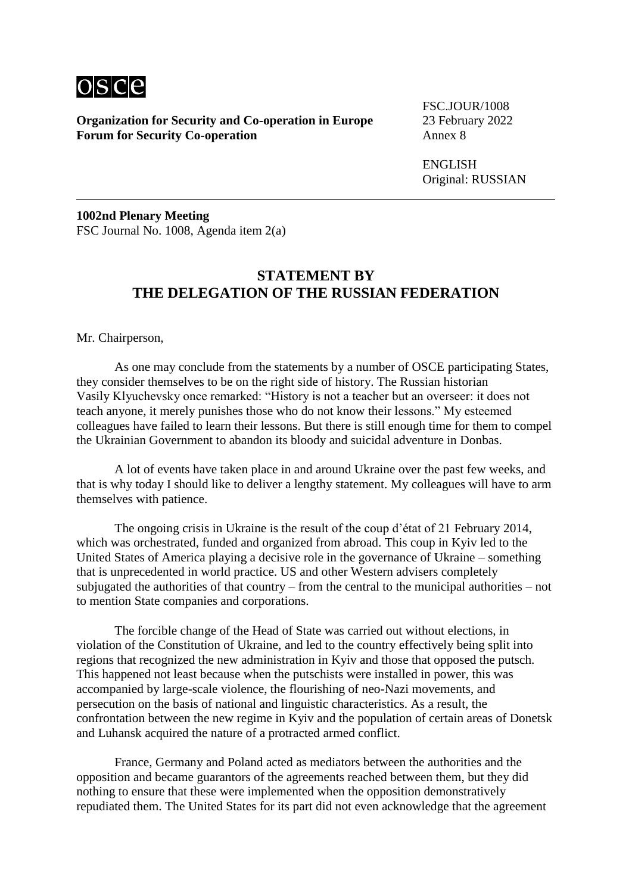**Organization for Security and Co-operation in Europe**
**Forum for Security Co-operation**

FSC.JOUR/1008
23 February 2022
Annex 8

ENGLISH
Original: RUSSIAN

**1002nd Plenary Meeting**
FSC Journal No. 1008, Agenda item 2(a)

## STATEMENT BY THE DELEGATION OF THE RUSSIAN FEDERATION

Mr. Chairperson,

As one may conclude from the statements by a number of OSCE participating States, they consider themselves to be on the right side of history. The Russian historian Vasily Klyuchevsky once remarked: "History is not a teacher but an overseer: it does not teach anyone, it merely punishes those who do not know their lessons." My esteemed colleagues have failed to learn their lessons. But there is still enough time for them to compel the Ukrainian Government to abandon its bloody and suicidal adventure in Donbas.

A lot of events have taken place in and around Ukraine over the past few weeks, and that is why today I should like to deliver a lengthy statement. My colleagues will have to arm themselves with patience.

The ongoing crisis in Ukraine is the result of the coup d'état of 21 February 2014, which was orchestrated, funded and organized from abroad. This coup in Kyiv led to the United States of America playing a decisive role in the governance of Ukraine – something that is unprecedented in world practice. US and other Western advisers completely subjugated the authorities of that country – from the central to the municipal authorities – not to mention State companies and corporations.

The forcible change of the Head of State was carried out without elections, in violation of the Constitution of Ukraine, and led to the country effectively being split into regions that recognized the new administration in Kyiv and those that opposed the putsch. This happened not least because when the putschists were installed in power, this was accompanied by large-scale violence, the flourishing of neo-Nazi movements, and persecution on the basis of national and linguistic characteristics. As a result, the confrontation between the new regime in Kyiv and the population of certain areas of Donetsk and Luhansk acquired the nature of a protracted armed conflict.

France, Germany and Poland acted as mediators between the authorities and the opposition and became guarantors of the agreements reached between them, but they did nothing to ensure that these were implemented when the opposition demonstratively repudiated them. The United States for its part did not even acknowledge that the agreement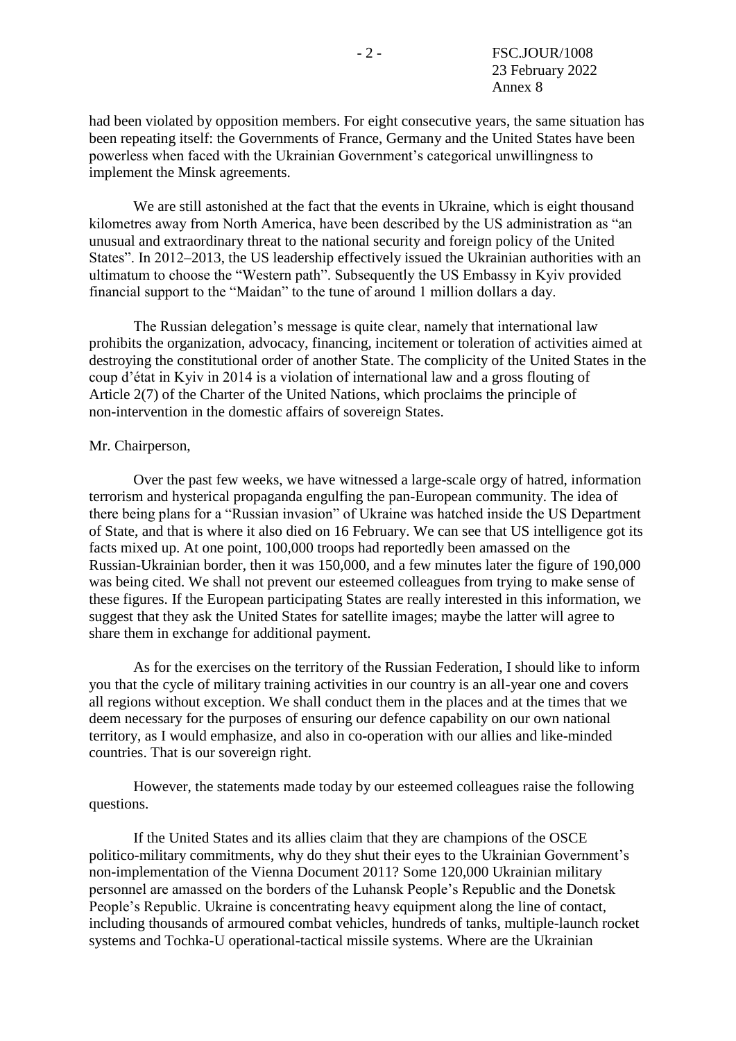had been violated by opposition members. For eight consecutive years, the same situation has been repeating itself: the Governments of France, Germany and the United States have been powerless when faced with the Ukrainian Government's categorical unwillingness to implement the Minsk agreements.

We are still astonished at the fact that the events in Ukraine, which is eight thousand kilometres away from North America, have been described by the US administration as "an unusual and extraordinary threat to the national security and foreign policy of the United States". In 2012–2013, the US leadership effectively issued the Ukrainian authorities with an ultimatum to choose the "Western path". Subsequently the US Embassy in Kyiv provided financial support to the "Maidan" to the tune of around 1 million dollars a day.

The Russian delegation's message is quite clear, namely that international law prohibits the organization, advocacy, financing, incitement or toleration of activities aimed at destroying the constitutional order of another State. The complicity of the United States in the coup d'état in Kyiv in 2014 is a violation of international law and a gross flouting of Article 2(7) of the Charter of the United Nations, which proclaims the principle of non-intervention in the domestic affairs of sovereign States.

Mr. Chairperson,

Over the past few weeks, we have witnessed a large-scale orgy of hatred, information terrorism and hysterical propaganda engulfing the pan-European community. The idea of there being plans for a "Russian invasion" of Ukraine was hatched inside the US Department of State, and that is where it also died on 16 February. We can see that US intelligence got its facts mixed up. At one point, 100,000 troops had reportedly been amassed on the Russian-Ukrainian border, then it was 150,000, and a few minutes later the figure of 190,000 was being cited. We shall not prevent our esteemed colleagues from trying to make sense of these figures. If the European participating States are really interested in this information, we suggest that they ask the United States for satellite images; maybe the latter will agree to share them in exchange for additional payment.

As for the exercises on the territory of the Russian Federation, I should like to inform you that the cycle of military training activities in our country is an all-year one and covers all regions without exception. We shall conduct them in the places and at the times that we deem necessary for the purposes of ensuring our defence capability on our own national territory, as I would emphasize, and also in co-operation with our allies and like-minded countries. That is our sovereign right.

However, the statements made today by our esteemed colleagues raise the following questions.

If the United States and its allies claim that they are champions of the OSCE politico-military commitments, why do they shut their eyes to the Ukrainian Government's non-implementation of the Vienna Document 2011? Some 120,000 Ukrainian military personnel are amassed on the borders of the Luhansk People's Republic and the Donetsk People's Republic. Ukraine is concentrating heavy equipment along the line of contact, including thousands of armoured combat vehicles, hundreds of tanks, multiple-launch rocket systems and Tochka-U operational-tactical missile systems. Where are the Ukrainian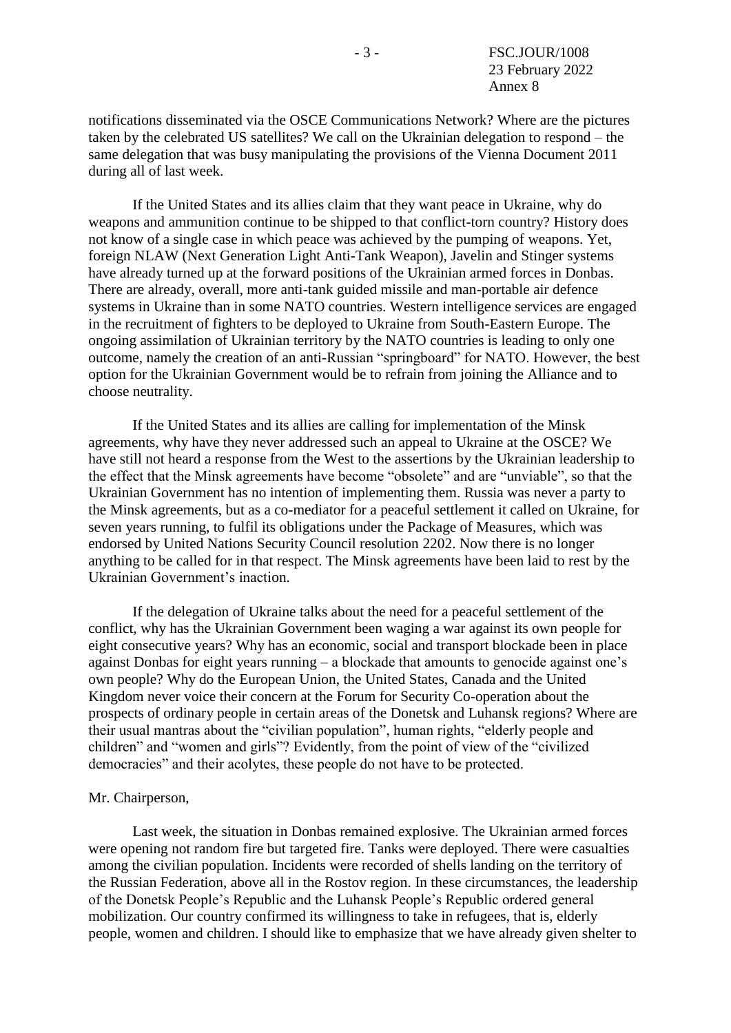notifications disseminated via the OSCE Communications Network? Where are the pictures taken by the celebrated US satellites? We call on the Ukrainian delegation to respond – the same delegation that was busy manipulating the provisions of the Vienna Document 2011 during all of last week.

If the United States and its allies claim that they want peace in Ukraine, why do weapons and ammunition continue to be shipped to that conflict-torn country? History does not know of a single case in which peace was achieved by the pumping of weapons. Yet, foreign NLAW (Next Generation Light Anti-Tank Weapon), Javelin and Stinger systems have already turned up at the forward positions of the Ukrainian armed forces in Donbas. There are already, overall, more anti-tank guided missile and man-portable air defence systems in Ukraine than in some NATO countries. Western intelligence services are engaged in the recruitment of fighters to be deployed to Ukraine from South-Eastern Europe. The ongoing assimilation of Ukrainian territory by the NATO countries is leading to only one outcome, namely the creation of an anti-Russian "springboard" for NATO. However, the best option for the Ukrainian Government would be to refrain from joining the Alliance and to choose neutrality.

If the United States and its allies are calling for implementation of the Minsk agreements, why have they never addressed such an appeal to Ukraine at the OSCE? We have still not heard a response from the West to the assertions by the Ukrainian leadership to the effect that the Minsk agreements have become "obsolete" and are "unviable", so that the Ukrainian Government has no intention of implementing them. Russia was never a party to the Minsk agreements, but as a co-mediator for a peaceful settlement it called on Ukraine, for seven years running, to fulfil its obligations under the Package of Measures, which was endorsed by United Nations Security Council resolution 2202. Now there is no longer anything to be called for in that respect. The Minsk agreements have been laid to rest by the Ukrainian Government's inaction.

If the delegation of Ukraine talks about the need for a peaceful settlement of the conflict, why has the Ukrainian Government been waging a war against its own people for eight consecutive years? Why has an economic, social and transport blockade been in place against Donbas for eight years running – a blockade that amounts to genocide against one's own people? Why do the European Union, the United States, Canada and the United Kingdom never voice their concern at the Forum for Security Co-operation about the prospects of ordinary people in certain areas of the Donetsk and Luhansk regions? Where are their usual mantras about the "civilian population", human rights, "elderly people and children" and "women and girls"? Evidently, from the point of view of the "civilized democracies" and their acolytes, these people do not have to be protected.

Mr. Chairperson,

Last week, the situation in Donbas remained explosive. The Ukrainian armed forces were opening not random fire but targeted fire. Tanks were deployed. There were casualties among the civilian population. Incidents were recorded of shells landing on the territory of the Russian Federation, above all in the Rostov region. In these circumstances, the leadership of the Donetsk People's Republic and the Luhansk People's Republic ordered general mobilization. Our country confirmed its willingness to take in refugees, that is, elderly people, women and children. I should like to emphasize that we have already given shelter to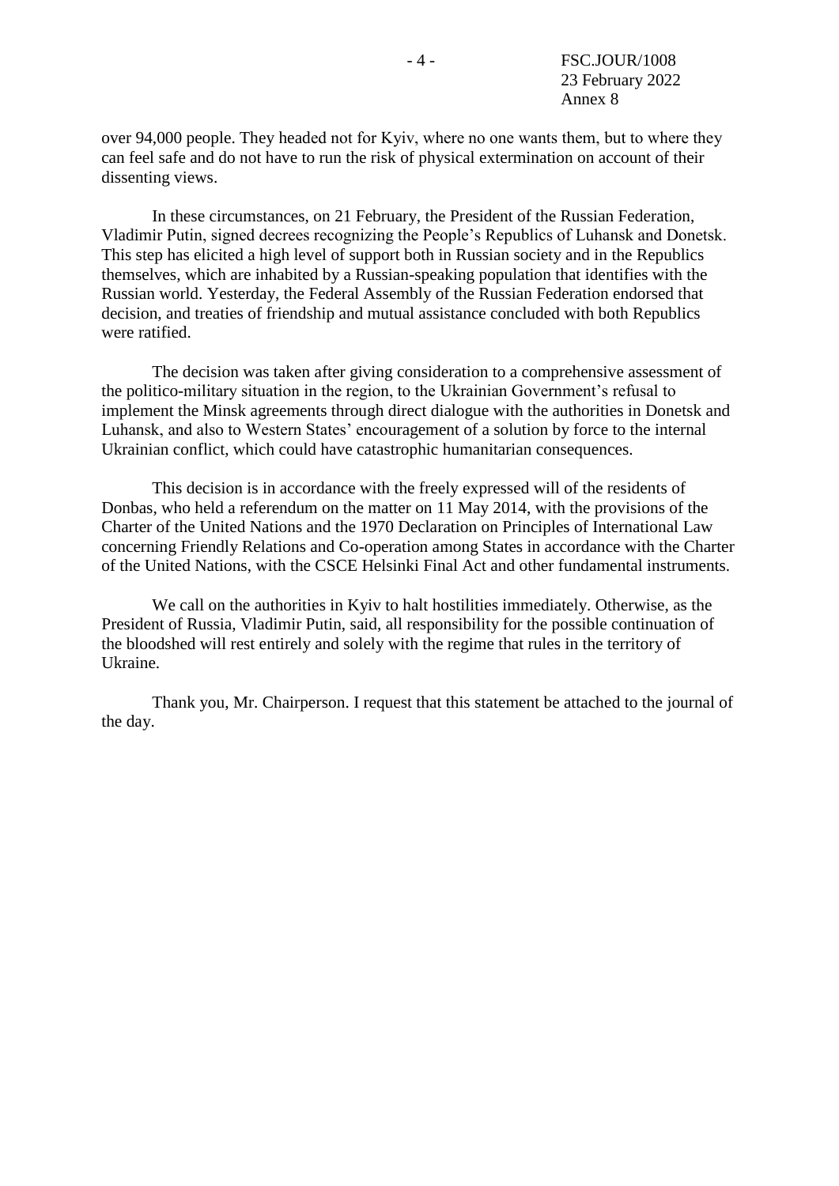over 94,000 people. They headed not for Kyiv, where no one wants them, but to where they can feel safe and do not have to run the risk of physical extermination on account of their dissenting views.

In these circumstances, on 21 February, the President of the Russian Federation, Vladimir Putin, signed decrees recognizing the People's Republics of Luhansk and Donetsk. This step has elicited a high level of support both in Russian society and in the Republics themselves, which are inhabited by a Russian-speaking population that identifies with the Russian world. Yesterday, the Federal Assembly of the Russian Federation endorsed that decision, and treaties of friendship and mutual assistance concluded with both Republics were ratified.

The decision was taken after giving consideration to a comprehensive assessment of the politico-military situation in the region, to the Ukrainian Government's refusal to implement the Minsk agreements through direct dialogue with the authorities in Donetsk and Luhansk, and also to Western States' encouragement of a solution by force to the internal Ukrainian conflict, which could have catastrophic humanitarian consequences.

This decision is in accordance with the freely expressed will of the residents of Donbas, who held a referendum on the matter on 11 May 2014, with the provisions of the Charter of the United Nations and the 1970 Declaration on Principles of International Law concerning Friendly Relations and Co-operation among States in accordance with the Charter of the United Nations, with the CSCE Helsinki Final Act and other fundamental instruments.

We call on the authorities in Kyiv to halt hostilities immediately. Otherwise, as the President of Russia, Vladimir Putin, said, all responsibility for the possible continuation of the bloodshed will rest entirely and solely with the regime that rules in the territory of Ukraine.

Thank you, Mr. Chairperson. I request that this statement be attached to the journal of the day.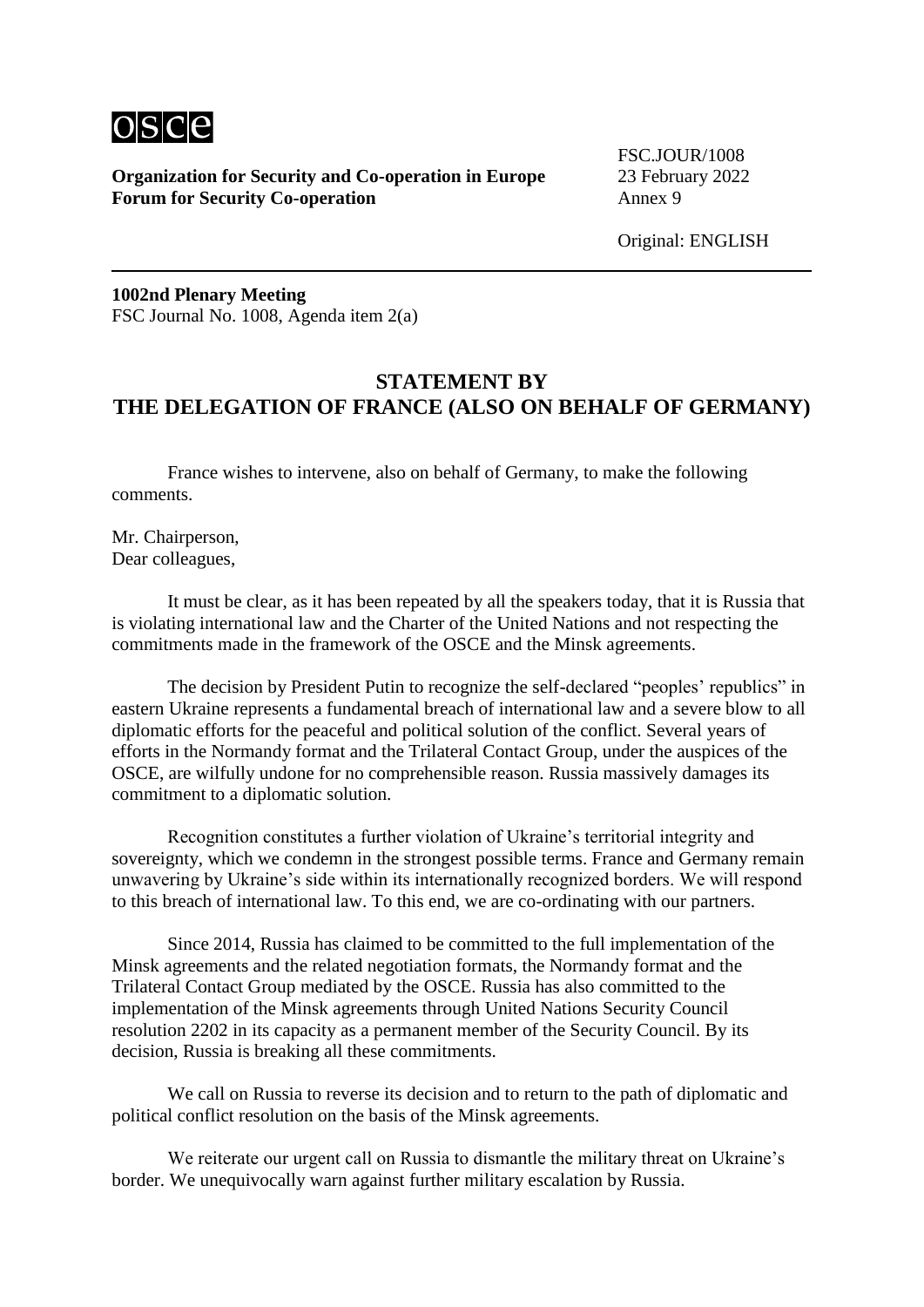**Organization for Security and Co-operation in Europe**
**Forum for Security Co-operation**

FSC.JOUR/1008
23 February 2022
Annex 9

Original: ENGLISH

**1002nd Plenary Meeting**
FSC Journal No. 1008, Agenda item 2(a)

## STATEMENT BY THE DELEGATION OF FRANCE (ALSO ON BEHALF OF GERMANY)

France wishes to intervene, also on behalf of Germany, to make the following comments.

Mr. Chairperson,
Dear colleagues,

It must be clear, as it has been repeated by all the speakers today, that it is Russia that is violating international law and the Charter of the United Nations and not respecting the commitments made in the framework of the OSCE and the Minsk agreements.

The decision by President Putin to recognize the self-declared "peoples' republics" in eastern Ukraine represents a fundamental breach of international law and a severe blow to all diplomatic efforts for the peaceful and political solution of the conflict. Several years of efforts in the Normandy format and the Trilateral Contact Group, under the auspices of the OSCE, are wilfully undone for no comprehensible reason. Russia massively damages its commitment to a diplomatic solution.

Recognition constitutes a further violation of Ukraine's territorial integrity and sovereignty, which we condemn in the strongest possible terms. France and Germany remain unwavering by Ukraine's side within its internationally recognized borders. We will respond to this breach of international law. To this end, we are co-ordinating with our partners.

Since 2014, Russia has claimed to be committed to the full implementation of the Minsk agreements and the related negotiation formats, the Normandy format and the Trilateral Contact Group mediated by the OSCE. Russia has also committed to the implementation of the Minsk agreements through United Nations Security Council resolution 2202 in its capacity as a permanent member of the Security Council. By its decision, Russia is breaking all these commitments.

We call on Russia to reverse its decision and to return to the path of diplomatic and political conflict resolution on the basis of the Minsk agreements.

We reiterate our urgent call on Russia to dismantle the military threat on Ukraine's border. We unequivocally warn against further military escalation by Russia.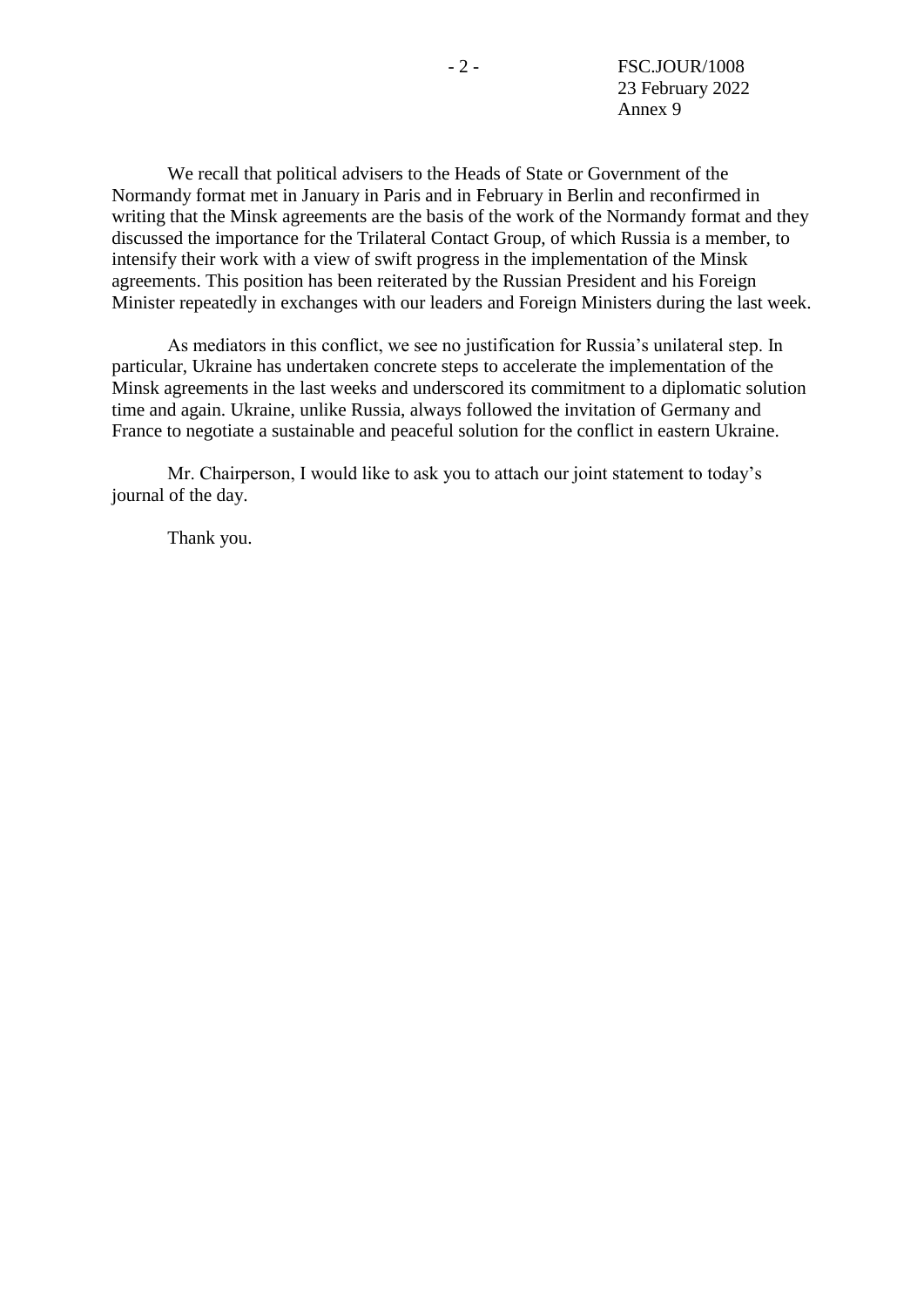We recall that political advisers to the Heads of State or Government of the Normandy format met in January in Paris and in February in Berlin and reconfirmed in writing that the Minsk agreements are the basis of the work of the Normandy format and they discussed the importance for the Trilateral Contact Group, of which Russia is a member, to intensify their work with a view of swift progress in the implementation of the Minsk agreements. This position has been reiterated by the Russian President and his Foreign Minister repeatedly in exchanges with our leaders and Foreign Ministers during the last week.

As mediators in this conflict, we see no justification for Russia's unilateral step. In particular, Ukraine has undertaken concrete steps to accelerate the implementation of the Minsk agreements in the last weeks and underscored its commitment to a diplomatic solution time and again. Ukraine, unlike Russia, always followed the invitation of Germany and France to negotiate a sustainable and peaceful solution for the conflict in eastern Ukraine.

Mr. Chairperson, I would like to ask you to attach our joint statement to today's journal of the day.

Thank you.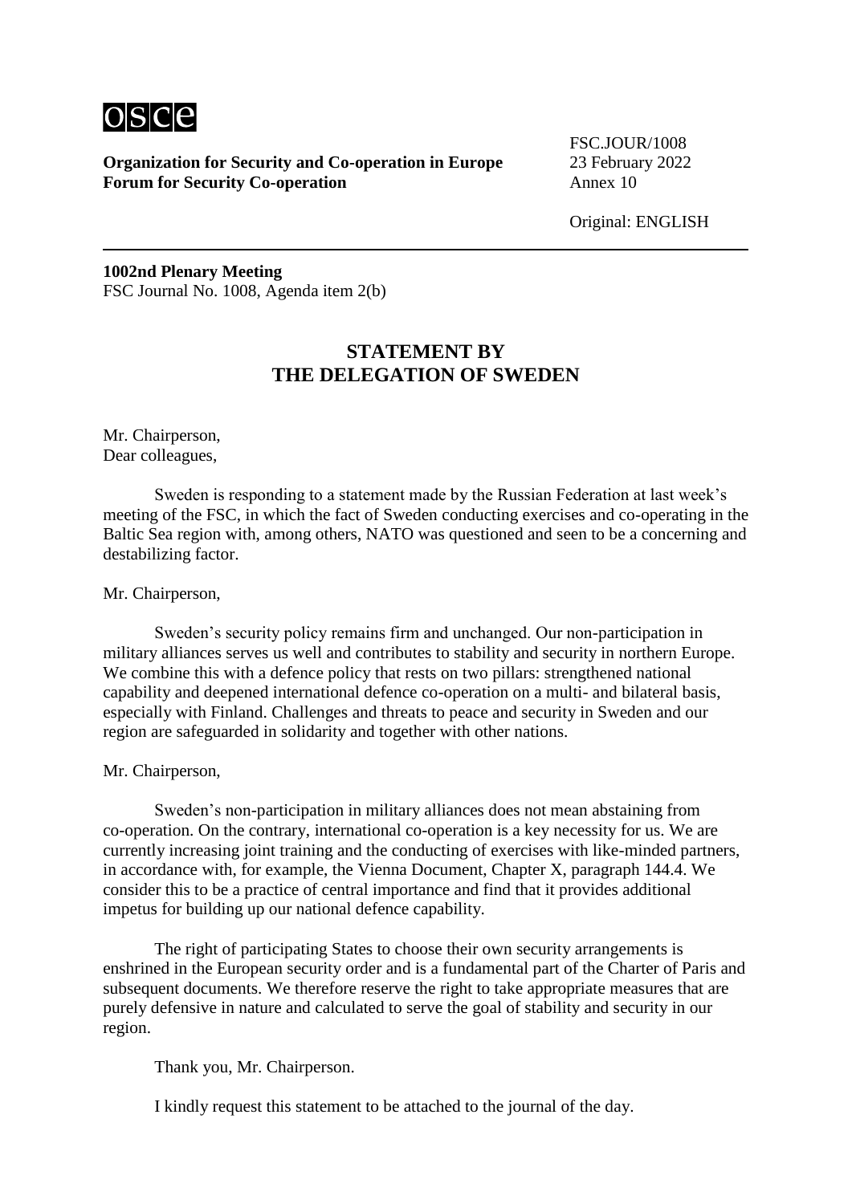osce

**Organization for Security and Co-operation in Europe**
**Forum for Security Co-operation**

FSC.JOUR/1008
23 February 2022
Annex 10

Original: ENGLISH

**1002nd Plenary Meeting**
FSC Journal No. 1008, Agenda item 2(b)

## STATEMENT BY THE DELEGATION OF SWEDEN

Mr. Chairperson,
Dear colleagues,

Sweden is responding to a statement made by the Russian Federation at last week's meeting of the FSC, in which the fact of Sweden conducting exercises and co-operating in the Baltic Sea region with, among others, NATO was questioned and seen to be a concerning and destabilizing factor.

Mr. Chairperson,

Sweden's security policy remains firm and unchanged. Our non-participation in military alliances serves us well and contributes to stability and security in northern Europe. We combine this with a defence policy that rests on two pillars: strengthened national capability and deepened international defence co-operation on a multi- and bilateral basis, especially with Finland. Challenges and threats to peace and security in Sweden and our region are safeguarded in solidarity and together with other nations.

Mr. Chairperson,

Sweden's non-participation in military alliances does not mean abstaining from co-operation. On the contrary, international co-operation is a key necessity for us. We are currently increasing joint training and the conducting of exercises with like-minded partners, in accordance with, for example, the Vienna Document, Chapter X, paragraph 144.4. We consider this to be a practice of central importance and find that it provides additional impetus for building up our national defence capability.

The right of participating States to choose their own security arrangements is enshrined in the European security order and is a fundamental part of the Charter of Paris and subsequent documents. We therefore reserve the right to take appropriate measures that are purely defensive in nature and calculated to serve the goal of stability and security in our region.

Thank you, Mr. Chairperson.

I kindly request this statement to be attached to the journal of the day.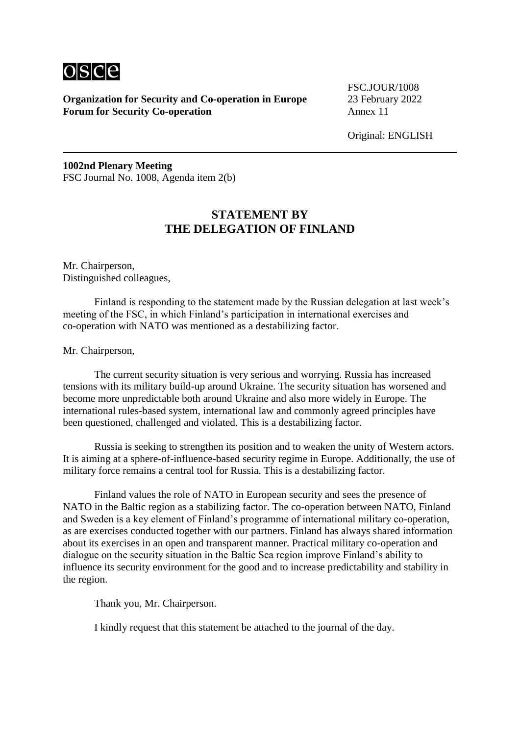osce

**Organization for Security and Co-operation in Europe**
**Forum for Security Co-operation**

FSC.JOUR/1008
23 February 2022
Annex 11

Original: ENGLISH

**1002nd Plenary Meeting**
FSC Journal No. 1008, Agenda item 2(b)

## STATEMENT BY THE DELEGATION OF FINLAND

Mr. Chairperson,
Distinguished colleagues,

Finland is responding to the statement made by the Russian delegation at last week's meeting of the FSC, in which Finland's participation in international exercises and co-operation with NATO was mentioned as a destabilizing factor.

Mr. Chairperson,

The current security situation is very serious and worrying. Russia has increased tensions with its military build-up around Ukraine. The security situation has worsened and become more unpredictable both around Ukraine and also more widely in Europe. The international rules-based system, international law and commonly agreed principles have been questioned, challenged and violated. This is a destabilizing factor.

Russia is seeking to strengthen its position and to weaken the unity of Western actors. It is aiming at a sphere-of-influence-based security regime in Europe. Additionally, the use of military force remains a central tool for Russia. This is a destabilizing factor.

Finland values the role of NATO in European security and sees the presence of NATO in the Baltic region as a stabilizing factor. The co-operation between NATO, Finland and Sweden is a key element of Finland's programme of international military co-operation, as are exercises conducted together with our partners. Finland has always shared information about its exercises in an open and transparent manner. Practical military co-operation and dialogue on the security situation in the Baltic Sea region improve Finland's ability to influence its security environment for the good and to increase predictability and stability in the region.

Thank you, Mr. Chairperson.

I kindly request that this statement be attached to the journal of the day.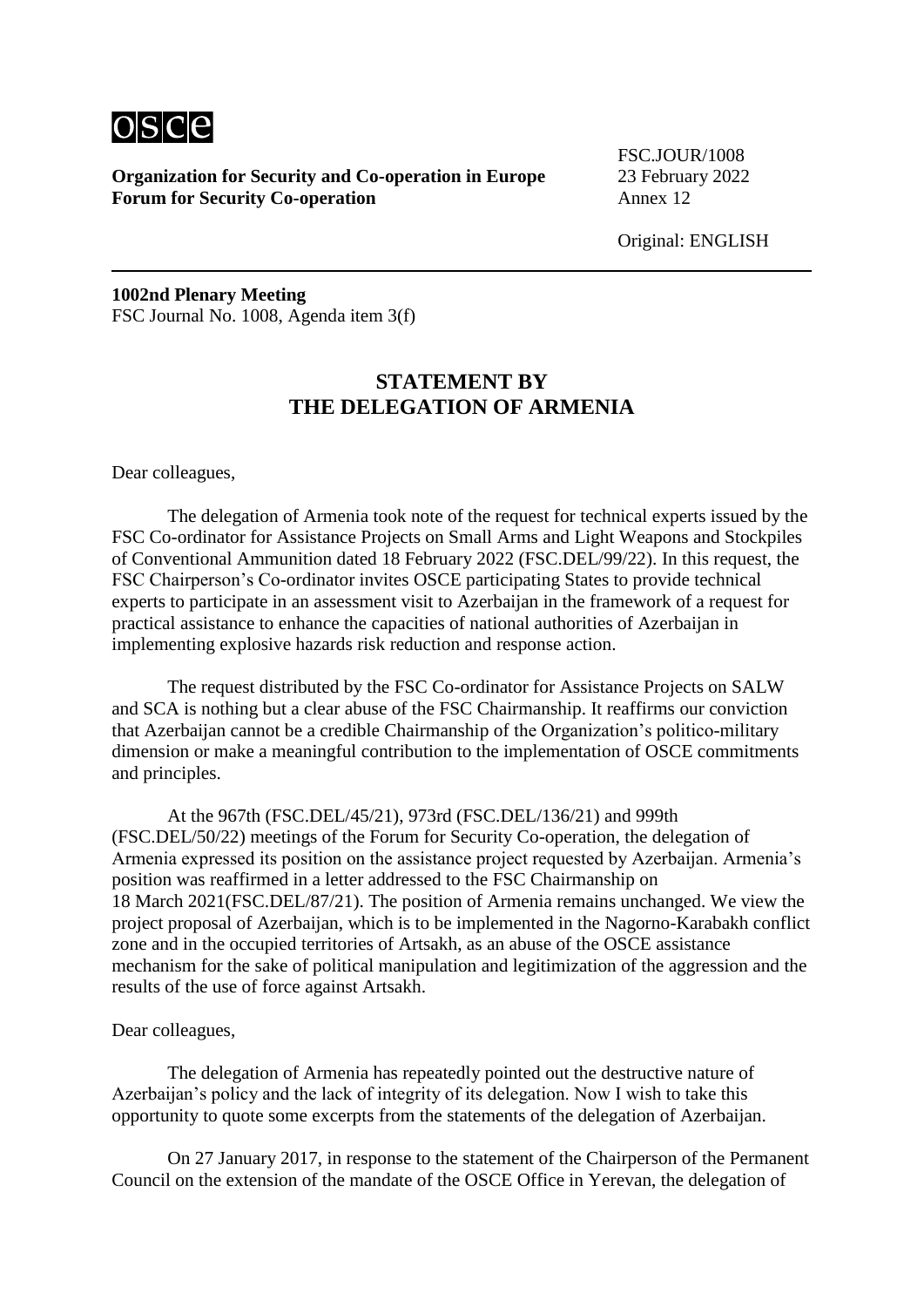**Organization for Security and Co-operation in Europe**
**Forum for Security Co-operation**

FSC.JOUR/1008
23 February 2022
Annex 12

Original: ENGLISH

**1002nd Plenary Meeting**
FSC Journal No. 1008, Agenda item 3(f)

## STATEMENT BY THE DELEGATION OF ARMENIA

Dear colleagues,

The delegation of Armenia took note of the request for technical experts issued by the FSC Co-ordinator for Assistance Projects on Small Arms and Light Weapons and Stockpiles of Conventional Ammunition dated 18 February 2022 (FSC.DEL/99/22). In this request, the FSC Chairperson's Co-ordinator invites OSCE participating States to provide technical experts to participate in an assessment visit to Azerbaijan in the framework of a request for practical assistance to enhance the capacities of national authorities of Azerbaijan in implementing explosive hazards risk reduction and response action.

The request distributed by the FSC Co-ordinator for Assistance Projects on SALW and SCA is nothing but a clear abuse of the FSC Chairmanship. It reaffirms our conviction that Azerbaijan cannot be a credible Chairmanship of the Organization's politico-military dimension or make a meaningful contribution to the implementation of OSCE commitments and principles.

At the 967th (FSC.DEL/45/21), 973rd (FSC.DEL/136/21) and 999th (FSC.DEL/50/22) meetings of the Forum for Security Co-operation, the delegation of Armenia expressed its position on the assistance project requested by Azerbaijan. Armenia's position was reaffirmed in a letter addressed to the FSC Chairmanship on 18 March 2021(FSC.DEL/87/21). The position of Armenia remains unchanged. We view the project proposal of Azerbaijan, which is to be implemented in the Nagorno-Karabakh conflict zone and in the occupied territories of Artsakh, as an abuse of the OSCE assistance mechanism for the sake of political manipulation and legitimization of the aggression and the results of the use of force against Artsakh.

Dear colleagues,

The delegation of Armenia has repeatedly pointed out the destructive nature of Azerbaijan's policy and the lack of integrity of its delegation. Now I wish to take this opportunity to quote some excerpts from the statements of the delegation of Azerbaijan.

On 27 January 2017, in response to the statement of the Chairperson of the Permanent Council on the extension of the mandate of the OSCE Office in Yerevan, the delegation of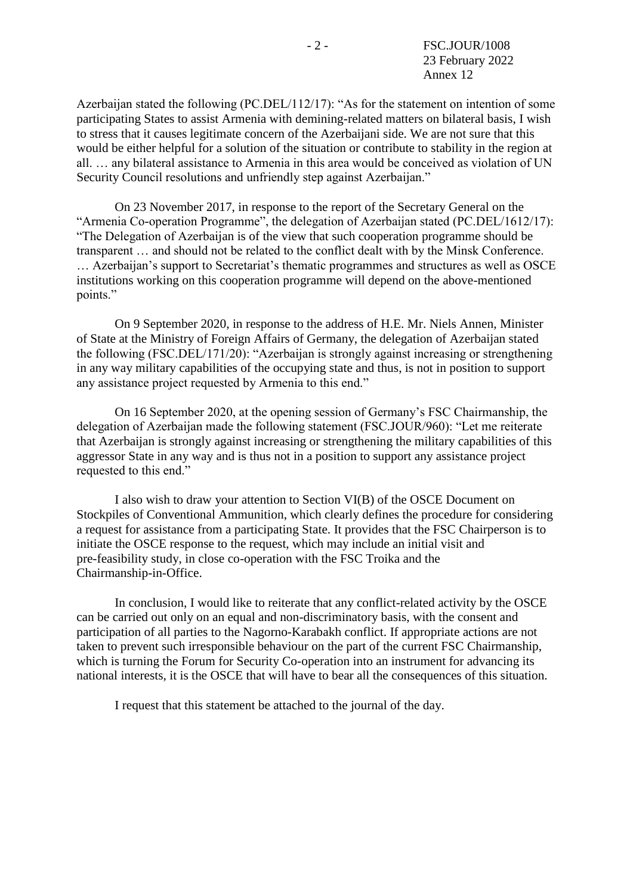Azerbaijan stated the following (PC.DEL/112/17): "As for the statement on intention of some participating States to assist Armenia with demining-related matters on bilateral basis, I wish to stress that it causes legitimate concern of the Azerbaijani side. We are not sure that this would be either helpful for a solution of the situation or contribute to stability in the region at all. … any bilateral assistance to Armenia in this area would be conceived as violation of UN Security Council resolutions and unfriendly step against Azerbaijan."

On 23 November 2017, in response to the report of the Secretary General on the "Armenia Co-operation Programme", the delegation of Azerbaijan stated (PC.DEL/1612/17): "The Delegation of Azerbaijan is of the view that such cooperation programme should be transparent … and should not be related to the conflict dealt with by the Minsk Conference. … Azerbaijan's support to Secretariat's thematic programmes and structures as well as OSCE institutions working on this cooperation programme will depend on the above-mentioned points."

On 9 September 2020, in response to the address of H.E. Mr. Niels Annen, Minister of State at the Ministry of Foreign Affairs of Germany, the delegation of Azerbaijan stated the following (FSC.DEL/171/20): "Azerbaijan is strongly against increasing or strengthening in any way military capabilities of the occupying state and thus, is not in position to support any assistance project requested by Armenia to this end."

On 16 September 2020, at the opening session of Germany's FSC Chairmanship, the delegation of Azerbaijan made the following statement (FSC.JOUR/960): "Let me reiterate that Azerbaijan is strongly against increasing or strengthening the military capabilities of this aggressor State in any way and is thus not in a position to support any assistance project requested to this end."

I also wish to draw your attention to Section VI(B) of the OSCE Document on Stockpiles of Conventional Ammunition, which clearly defines the procedure for considering a request for assistance from a participating State. It provides that the FSC Chairperson is to initiate the OSCE response to the request, which may include an initial visit and pre-feasibility study, in close co-operation with the FSC Troika and the Chairmanship-in-Office.

In conclusion, I would like to reiterate that any conflict-related activity by the OSCE can be carried out only on an equal and non-discriminatory basis, with the consent and participation of all parties to the Nagorno-Karabakh conflict. If appropriate actions are not taken to prevent such irresponsible behaviour on the part of the current FSC Chairmanship, which is turning the Forum for Security Co-operation into an instrument for advancing its national interests, it is the OSCE that will have to bear all the consequences of this situation.

I request that this statement be attached to the journal of the day.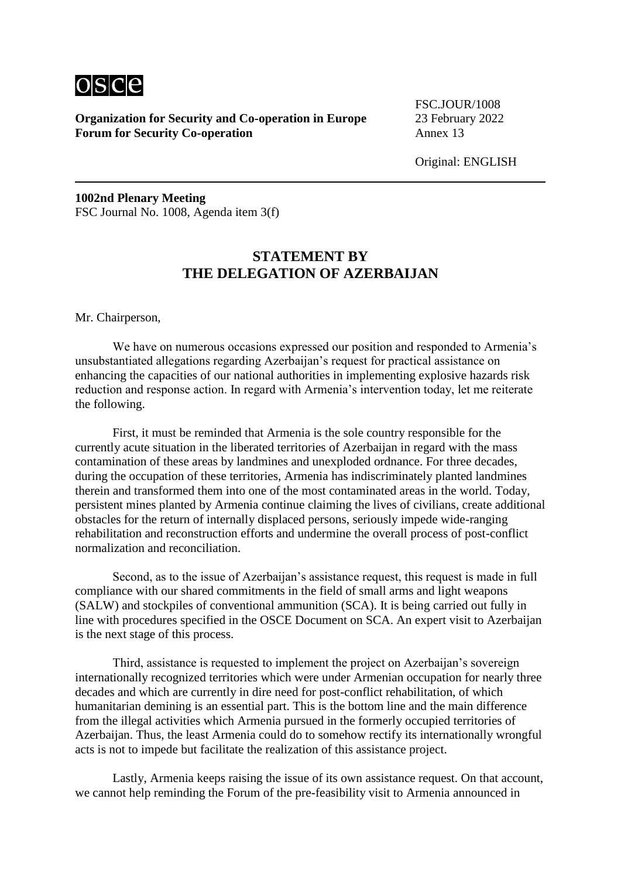**Organization for Security and Co-operation in Europe**
**Forum for Security Co-operation**

FSC.JOUR/1008
23 February 2022
Annex 13

Original: ENGLISH

**1002nd Plenary Meeting**
FSC Journal No. 1008, Agenda item 3(f)

## STATEMENT BY THE DELEGATION OF AZERBAIJAN

Mr. Chairperson,

We have on numerous occasions expressed our position and responded to Armenia's unsubstantiated allegations regarding Azerbaijan's request for practical assistance on enhancing the capacities of our national authorities in implementing explosive hazards risk reduction and response action. In regard with Armenia's intervention today, let me reiterate the following.

First, it must be reminded that Armenia is the sole country responsible for the currently acute situation in the liberated territories of Azerbaijan in regard with the mass contamination of these areas by landmines and unexploded ordnance. For three decades, during the occupation of these territories, Armenia has indiscriminately planted landmines therein and transformed them into one of the most contaminated areas in the world. Today, persistent mines planted by Armenia continue claiming the lives of civilians, create additional obstacles for the return of internally displaced persons, seriously impede wide-ranging rehabilitation and reconstruction efforts and undermine the overall process of post-conflict normalization and reconciliation.

Second, as to the issue of Azerbaijan's assistance request, this request is made in full compliance with our shared commitments in the field of small arms and light weapons (SALW) and stockpiles of conventional ammunition (SCA). It is being carried out fully in line with procedures specified in the OSCE Document on SCA. An expert visit to Azerbaijan is the next stage of this process.

Third, assistance is requested to implement the project on Azerbaijan's sovereign internationally recognized territories which were under Armenian occupation for nearly three decades and which are currently in dire need for post-conflict rehabilitation, of which humanitarian demining is an essential part. This is the bottom line and the main difference from the illegal activities which Armenia pursued in the formerly occupied territories of Azerbaijan. Thus, the least Armenia could do to somehow rectify its internationally wrongful acts is not to impede but facilitate the realization of this assistance project.

Lastly, Armenia keeps raising the issue of its own assistance request. On that account, we cannot help reminding the Forum of the pre-feasibility visit to Armenia announced in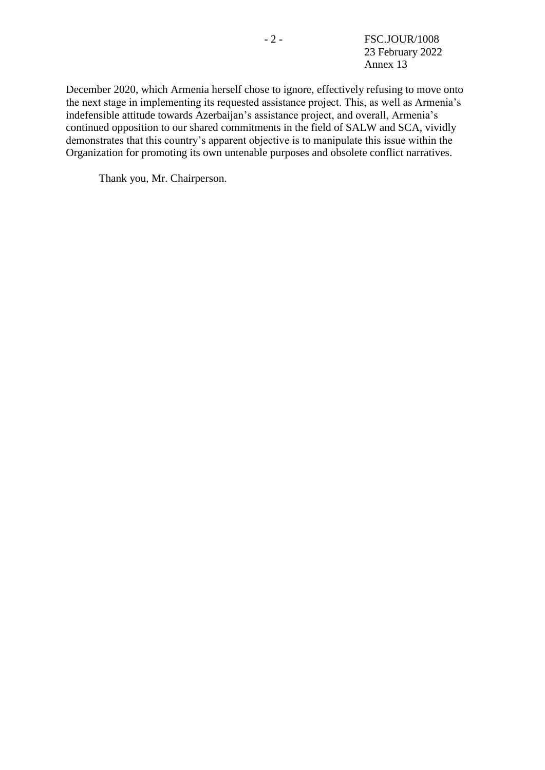December 2020, which Armenia herself chose to ignore, effectively refusing to move onto the next stage in implementing its requested assistance project. This, as well as Armenia's indefensible attitude towards Azerbaijan's assistance project, and overall, Armenia's continued opposition to our shared commitments in the field of SALW and SCA, vividly demonstrates that this country's apparent objective is to manipulate this issue within the Organization for promoting its own untenable purposes and obsolete conflict narratives.

Thank you, Mr. Chairperson.